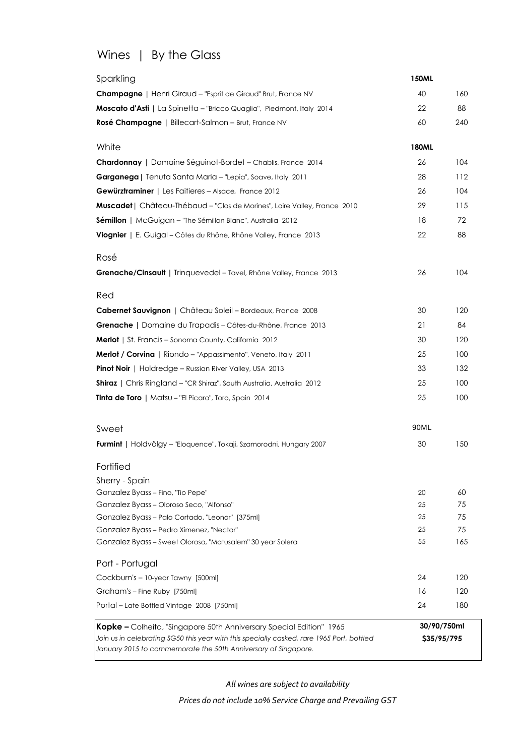# Wines | By the Glass

| Sparkling | 150ML | |
|---|---|---|
| **Champagne** \| Henri Giraud – "Esprit de Giraud" Brut, France NV | 40 | 160 |
| **Moscato d'Asti** \| La Spinetta – "Bricco Quaglia", Piedmont, Italy 2014 | 22 | 88 |
| **Rosé Champagne** \| Billecart-Salmon – Brut, France NV | 60 | 240 |

| White | 180ML | |
|---|---|---|
| **Chardonnay** \| Domaine Séguinot-Bordet – Chablis, France 2014 | 26 | 104 |
| **Garganega** \| Tenuta Santa Maria – "Lepia", Soave, Italy 2011 | 28 | 112 |
| **Gewürztraminer** \| Les Faitieres – Alsace, France 2012 | 26 | 104 |
| **Muscadet** \| Château-Thébaud – "Clos de Morines", Loire Valley, France 2010 | 29 | 115 |
| **Sémillon** \| McGuigan – "The Sémillon Blanc", Australia 2012 | 18 | 72 |
| **Viognier** \| E. Guigal – Côtes du Rhône, Rhône Valley, France 2013 | 22 | 88 |

| Rosé | | |
|---|---|---|
| **Grenache/Cinsault** \| Trinquevedel – Tavel, Rhône Valley, France 2013 | 26 | 104 |

| Red | | |
|---|---|---|
| **Cabernet Sauvignon** \| Château Soleil – Bordeaux, France 2008 | 30 | 120 |
| **Grenache** \| Domaine du Trapadis – Côtes-du-Rhône, France 2013 | 21 | 84 |
| **Merlot** \| St. Francis – Sonoma County, California 2012 | 30 | 120 |
| **Merlot / Corvina** \| Riondo – "Appassimento", Veneto, Italy 2011 | 25 | 100 |
| **Pinot Noir** \| Holdredge – Russian River Valley, USA 2013 | 33 | 132 |
| **Shiraz** \| Chris Ringland – "CR Shiraz", South Australia, Australia 2012 | 25 | 100 |
| **Tinta de Toro** \| Matsu – "El Picaro", Toro, Spain 2014 | 25 | 100 |

| Sweet | 90ML | |
|---|---|---|
| **Furmint** \| Holdvölgy – "Eloquence", Tokaji, Szamorodni, Hungary 2007 | 30 | 150 |

## Fortified

| Sherry - Spain | | |
|---|---|---|
| Gonzalez Byass – Fino, "Tio Pepe" | 20 | 60 |
| Gonzalez Byass – Oloroso Seco, "Alfonso" | 25 | 75 |
| Gonzalez Byass – Palo Cortado, "Leonor" [375ml] | 25 | 75 |
| Gonzalez Byass – Pedro Ximenez, "Nectar" | 25 | 75 |
| Gonzalez Byass – Sweet Oloroso, "Matusalem" 30 year Solera | 55 | 165 |

| Port - Portugal | | |
|---|---|---|
| Cockburn's – 10-year Tawny [500ml] | 24 | 120 |
| Graham's – Fine Ruby [750ml] | 16 | 120 |
| Portal – Late Bottled Vintage 2008 [750ml] | 24 | 180 |

| **Kopke –** Colheita, "Singapore 50th Anniversary Special Edition" 1965 | **30/90/750ml** |
|---|---|
| *Join us in celebrating SG50 this year with this specially casked, rare 1965 Port, bottled January 2015 to commemorate the 50th Anniversary of Singapore.* | **$35/95/795** |

*All wines are subject to availability*

*Prices do not include 10% Service Charge and Prevailing GST*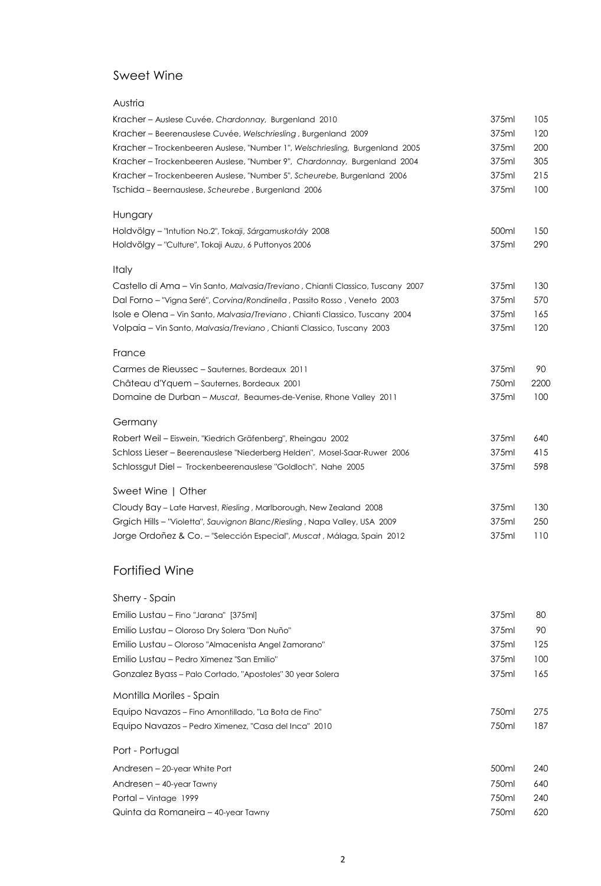# Sweet Wine

## Austria

| | | |
|---|---|---|
| Kracher – Auslese Cuvée, *Chardonnay,* Burgenland 2010 | 375ml | 105 |
| Kracher – Beerenauslese Cuvée, *Welschriesling* , Burgenland 2009 | 375ml | 120 |
| Kracher – Trockenbeeren Auslese, "Number 1", *Welschriesling,* Burgenland 2005 | 375ml | 200 |
| Kracher – Trockenbeeren Auslese, "Number 9", *Chardonnay,* Burgenland 2004 | 375ml | 305 |
| Kracher – Trockenbeeren Auslese, "Number 5", *Scheurebe*, Burgenland 2006 | 375ml | 215 |
| Tschida – Beernauslese, *Scheurebe* , Burgenland 2006 | 375ml | 100 |

## Hungary

| | | |
|---|---|---|
| Holdvölgy – "Intution No.2", Tokaji, *Sárgamuskotály* 2008 | 500ml | 150 |
| Holdvölgy – "Culture", Tokaji Auzu, 6 Puttonyos 2006 | 375ml | 290 |

## Italy

| | | |
|---|---|---|
| Castello di Ama – Vin Santo, *Malvasia/Treviano* , Chianti Classico, Tuscany 2007 | 375ml | 130 |
| Dal Forno – "Vigna Seré", *Corvina/Rondinella* , Passito Rosso , Veneto 2003 | 375ml | 570 |
| Isole e Olena – Vin Santo, *Malvasia/Treviano* , Chianti Classico, Tuscany 2004 | 375ml | 165 |
| Volpaia – Vin Santo, *Malvasia/Treviano* , Chianti Classico, Tuscany 2003 | 375ml | 120 |

## France

| | | |
|---|---|---|
| Carmes de Rieussec – Sauternes, Bordeaux 2011 | 375ml | 90 |
| Château d'Yquem – Sauternes, Bordeaux 2001 | 750ml | 2200 |
| Domaine de Durban – *Muscat,* Beaumes-de-Venise, Rhone Valley 2011 | 375ml | 100 |

## Germany

| | | |
|---|---|---|
| Robert Weil – Eiswein, "Kiedrich Gräfenberg", Rheingau 2002 | 375ml | 640 |
| Schloss Lieser – Beerenauslese "Niederberg Helden", Mosel-Saar-Ruwer 2006 | 375ml | 415 |
| Schlossgut Diel – Trockenbeerenauslese "Goldloch", Nahe 2005 | 375ml | 598 |

## Sweet Wine | Other

| | | |
|---|---|---|
| Cloudy Bay – Late Harvest, *Riesling* , Marlborough, New Zealand 2008 | 375ml | 130 |
| Grgich Hills – "Violetta", *Sauvignon Blanc/Riesling* , Napa Valley, USA 2009 | 375ml | 250 |
| Jorge Ordoñez & Co. – "Selección Especial", *Muscat* , Málaga, Spain 2012 | 375ml | 110 |

# Fortified Wine

## Sherry - Spain

| | | |
|---|---|---|
| Emilio Lustau – Fino "Jarana" [375ml] | 375ml | 80 |
| Emilio Lustau – Oloroso Dry Solera "Don Nuño" | 375ml | 90 |
| Emilio Lustau – Oloroso "Almacenista Angel Zamorano" | 375ml | 125 |
| Emilio Lustau – Pedro Ximenez "San Emilio" | 375ml | 100 |
| Gonzalez Byass – Palo Cortado, "Apostoles" 30 year Solera | 375ml | 165 |

## Montilla Moriles - Spain

| | | |
|---|---|---|
| Equipo Navazos – Fino Amontillado, "La Bota de Fino" | 750ml | 275 |
| Equipo Navazos – Pedro Ximenez, "Casa del Inca" 2010 | 750ml | 187 |

## Port - Portugal

| | | |
|---|---|---|
| Andresen – 20-year White Port | 500ml | 240 |
| Andresen – 40-year Tawny | 750ml | 640 |
| Portal – Vintage 1999 | 750ml | 240 |
| Quinta da Romaneira – 40-year Tawny | 750ml | 620 |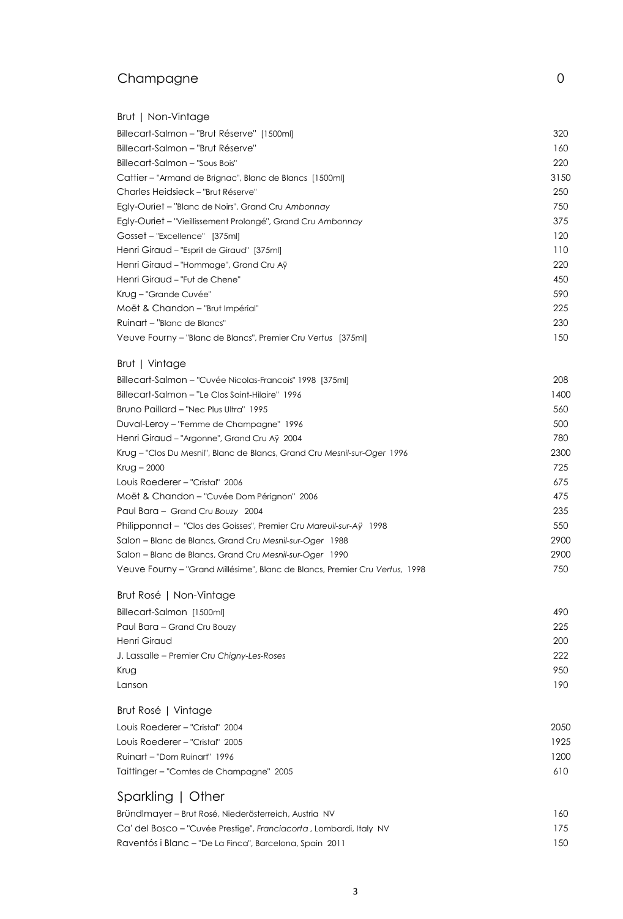## Champagne 0

### Brut | Non-Vintage

| | |
|---|---|
| Billecart-Salmon – "Brut Réserve" [1500ml] | 320 |
| Billecart-Salmon – "Brut Réserve" | 160 |
| Billecart-Salmon – "Sous Bois" | 220 |
| Cattier – "Armand de Brignac", Blanc de Blancs [1500ml] | 3150 |
| Charles Heidsieck – "Brut Réserve" | 250 |
| Egly-Ouriet – "Blanc de Noirs", Grand Cru *Ambonnay* | 750 |
| Egly-Ouriet – "Vieillissement Prolongé", Grand Cru *Ambonnay* | 375 |
| Gosset – "Excellence" [375ml] | 120 |
| Henri Giraud – "Esprit de Giraud" [375ml] | 110 |
| Henri Giraud – "Hommage", Grand Cru Aÿ | 220 |
| Henri Giraud – "Fut de Chene" | 450 |
| Krug – "Grande Cuvée" | 590 |
| Moët & Chandon – "Brut Impérial" | 225 |
| Ruinart – "Blanc de Blancs" | 230 |
| Veuve Fourny – "Blanc de Blancs", Premier Cru *Vertus* [375ml] | 150 |

### Brut | Vintage

| | |
|---|---|
| Billecart-Salmon – "Cuvée Nicolas-Francois" 1998 [375ml] | 208 |
| Billecart-Salmon – "Le Clos Saint-Hilaire" 1996 | 1400 |
| Bruno Paillard – "Nec Plus Ultra" 1995 | 560 |
| Duval-Leroy – "Femme de Champagne" 1996 | 500 |
| Henri Giraud – "Argonne", Grand Cru Aÿ 2004 | 780 |
| Krug – "Clos Du Mesnil", Blanc de Blancs, Grand Cru *Mesnil-sur-Oger* 1996 | 2300 |
| Krug – 2000 | 725 |
| Louis Roederer – "Cristal" 2006 | 675 |
| Moët & Chandon – "Cuvée Dom Pérignon" 2006 | 475 |
| Paul Bara – Grand Cru *Bouzy* 2004 | 235 |
| Philipponnat – "Clos des Goisses", Premier Cru *Mareuil-sur-Aÿ* 1998 | 550 |
| Salon – Blanc de Blancs, Grand Cru *Mesnil-sur-Oger* 1988 | 2900 |
| Salon – Blanc de Blancs, Grand Cru *Mesnil-sur-Oger* 1990 | 2900 |
| Veuve Fourny – "Grand Millésime", Blanc de Blancs, Premier Cru *Vertus,* 1998 | 750 |

### Brut Rosé | Non-Vintage

| | |
|---|---|
| Billecart-Salmon [1500ml] | 490 |
| Paul Bara – Grand Cru Bouzy | 225 |
| Henri Giraud | 200 |
| J. Lassalle – Premier Cru *Chigny-Les-Roses* | 222 |
| Krug | 950 |
| Lanson | 190 |

### Brut Rosé | Vintage

| | |
|---|---|
| Louis Roederer – "Cristal" 2004 | 2050 |
| Louis Roederer – "Cristal" 2005 | 1925 |
| Ruinart – "Dom Ruinart" 1996 | 1200 |
| Taittinger – "Comtes de Champagne" 2005 | 610 |

## Sparkling | Other

| | |
|---|---|
| Bründlmayer – Brut Rosé, Niederösterreich, Austria NV | 160 |
| Ca' del Bosco – "Cuvée Prestige", *Franciacorta* , Lombardi, Italy NV | 175 |
| Raventós i Blanc – "De La Finca", Barcelona, Spain 2011 | 150 |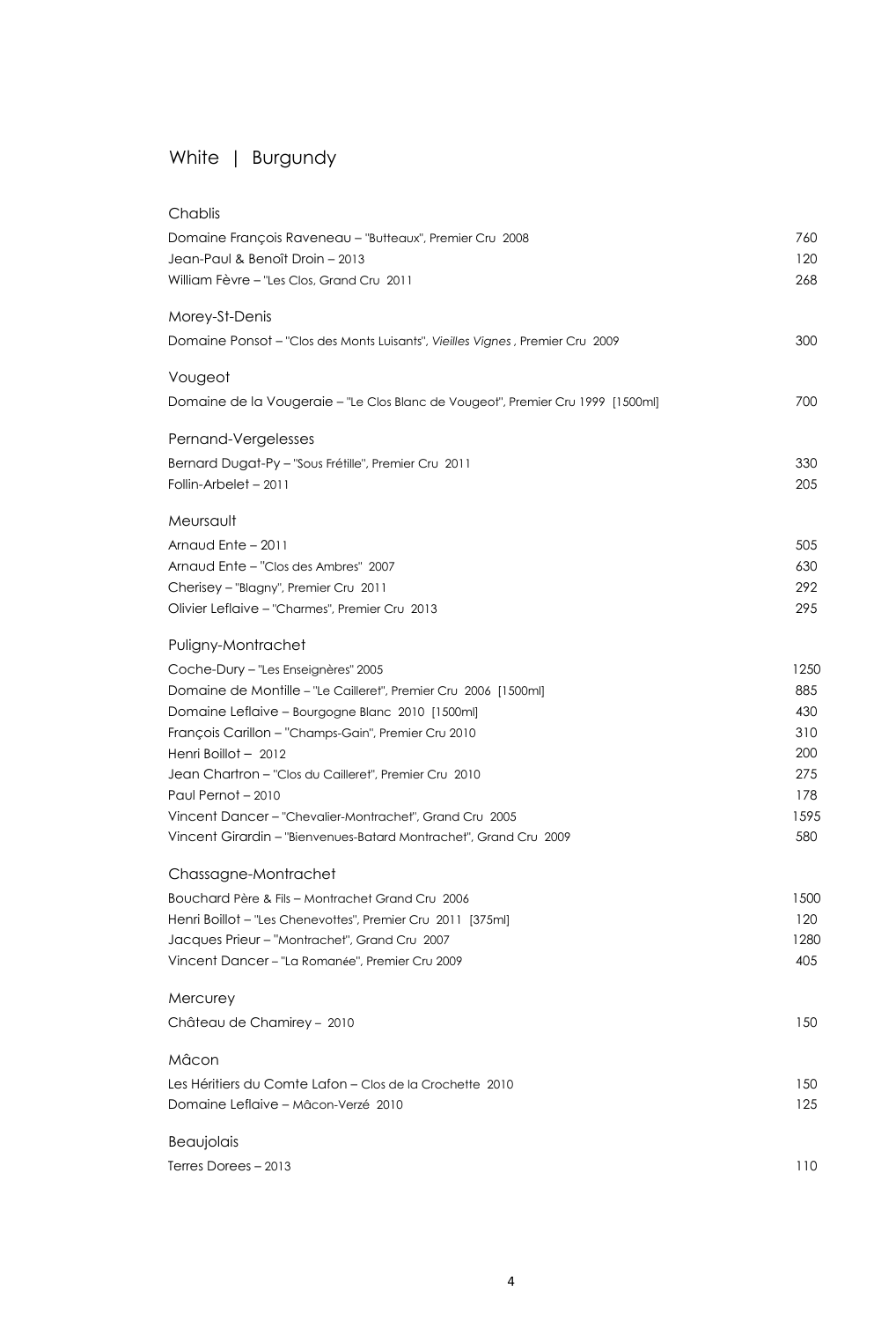# White | Burgundy

## Chablis

| | |
|---|---|
| Domaine François Raveneau – "Butteaux", Premier Cru 2008 | 760 |
| Jean-Paul & Benoît Droin – 2013 | 120 |
| William Fèvre – "Les Clos, Grand Cru 2011 | 268 |

## Morey-St-Denis

| | |
|---|---|
| Domaine Ponsot – "Clos des Monts Luisants", *Vieilles Vignes*, Premier Cru 2009 | 300 |

## Vougeot

| | |
|---|---|
| Domaine de la Vougeraie – "Le Clos Blanc de Vougeot", Premier Cru 1999 [1500ml] | 700 |

## Pernand-Vergelesses

| | |
|---|---|
| Bernard Dugat-Py – "Sous Frétille", Premier Cru 2011 | 330 |
| Follin-Arbelet – 2011 | 205 |

## Meursault

| | |
|---|---|
| Arnaud Ente – 2011 | 505 |
| Arnaud Ente – "Clos des Ambres" 2007 | 630 |
| Cherisey – "Blagny", Premier Cru 2011 | 292 |
| Olivier Leflaive – "Charmes", Premier Cru 2013 | 295 |

## Puligny-Montrachet

| | |
|---|---|
| Coche-Dury – "Les Enseignères" 2005 | 1250 |
| Domaine de Montille – "Le Cailleret", Premier Cru 2006 [1500ml] | 885 |
| Domaine Leflaive – Bourgogne Blanc 2010 [1500ml] | 430 |
| François Carillon – "Champs-Gain", Premier Cru 2010 | 310 |
| Henri Boillot – 2012 | 200 |
| Jean Chartron – "Clos du Cailleret", Premier Cru 2010 | 275 |
| Paul Pernot – 2010 | 178 |
| Vincent Dancer – "Chevalier-Montrachet", Grand Cru 2005 | 1595 |
| Vincent Girardin – "Bienvenues-Batard Montrachet", Grand Cru 2009 | 580 |

## Chassagne-Montrachet

| | |
|---|---|
| Bouchard Père & Fils – Montrachet Grand Cru 2006 | 1500 |
| Henri Boillot – "Les Chenevottes", Premier Cru 2011 [375ml] | 120 |
| Jacques Prieur – "Montrachet", Grand Cru 2007 | 1280 |
| Vincent Dancer – "La Romanée", Premier Cru 2009 | 405 |

## Mercurey

| | |
|---|---|
| Château de Chamirey – 2010 | 150 |

## Mâcon

| | |
|---|---|
| Les Héritiers du Comte Lafon – Clos de la Crochette 2010 | 150 |
| Domaine Leflaive – Mâcon-Verzé 2010 | 125 |

## Beaujolais

| | |
|---|---|
| Terres Dorees – 2013 | 110 |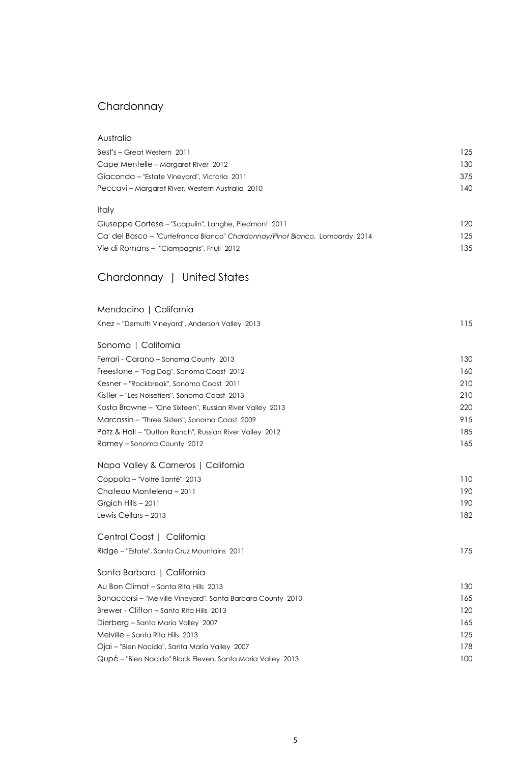## Chardonnay

### Australia

| | |
|---|---|
| Best's – Great Western 2011 | 125 |
| Cape Mentelle – Margaret River 2012 | 130 |
| Giaconda – "Estate Vineyard", Victoria 2011 | 375 |
| Peccavi – Margaret River, Western Australia 2010 | 140 |

### Italy

| | |
|---|---|
| Giuseppe Cortese – "Scapulin", Langhe, Piedmont 2011 | 120 |
| Ca' del Bosco – "Curtefranca Bianco" *Chardonnay/Pinot Bianco*, Lombardy 2014 | 125 |
| Vie di Romans – "Ciampagnis", Friuli 2012 | 135 |

## Chardonnay | United States

### Mendocino | California

| | |
|---|---|
| Knez – "Demuth Vineyard", Anderson Valley 2013 | 115 |

### Sonoma | California

| | |
|---|---|
| Ferrari - Carano – Sonoma County 2013 | 130 |
| Freestone – "Fog Dog", Sonoma Coast 2012 | 160 |
| Kesner – "Rockbreak", Sonoma Coast 2011 | 210 |
| Kistler – "Les Noisetiers", Sonoma Coast 2013 | 210 |
| Kosta Browne – "One Sixteen", Russian River Valley 2013 | 220 |
| Marcassin – "Three Sisters", Sonoma Coast 2009 | 915 |
| Patz & Hall – "Dutton Ranch", Russian River Valley 2012 | 185 |
| Ramey – Sonoma County 2012 | 165 |

### Napa Valley & Carneros | California

| | |
|---|---|
| Coppola – "Voltre Santé" 2013 | 110 |
| Chateau Montelena – 2011 | 190 |
| Grgich Hills – 2011 | 190 |
| Lewis Cellars – 2013 | 182 |

### Central Coast | California

| | |
|---|---|
| Ridge – "Estate", Santa Cruz Mountains 2011 | 175 |

### Santa Barbara | California

| | |
|---|---|
| Au Bon Climat – Santa Rita Hills 2013 | 130 |
| Bonaccorsi – "Melville Vineyard", Santa Barbara County 2010 | 165 |
| Brewer - Clifton – Santa Rita Hills 2013 | 120 |
| Dierberg – Santa María Valley 2007 | 165 |
| Melville – Santa Rita Hills 2013 | 125 |
| Ojai – "Bien Nacido", Santa María Valley 2007 | 178 |
| Qupé – "Bien Nacido" Block Eleven, Santa María Valley 2013 | 100 |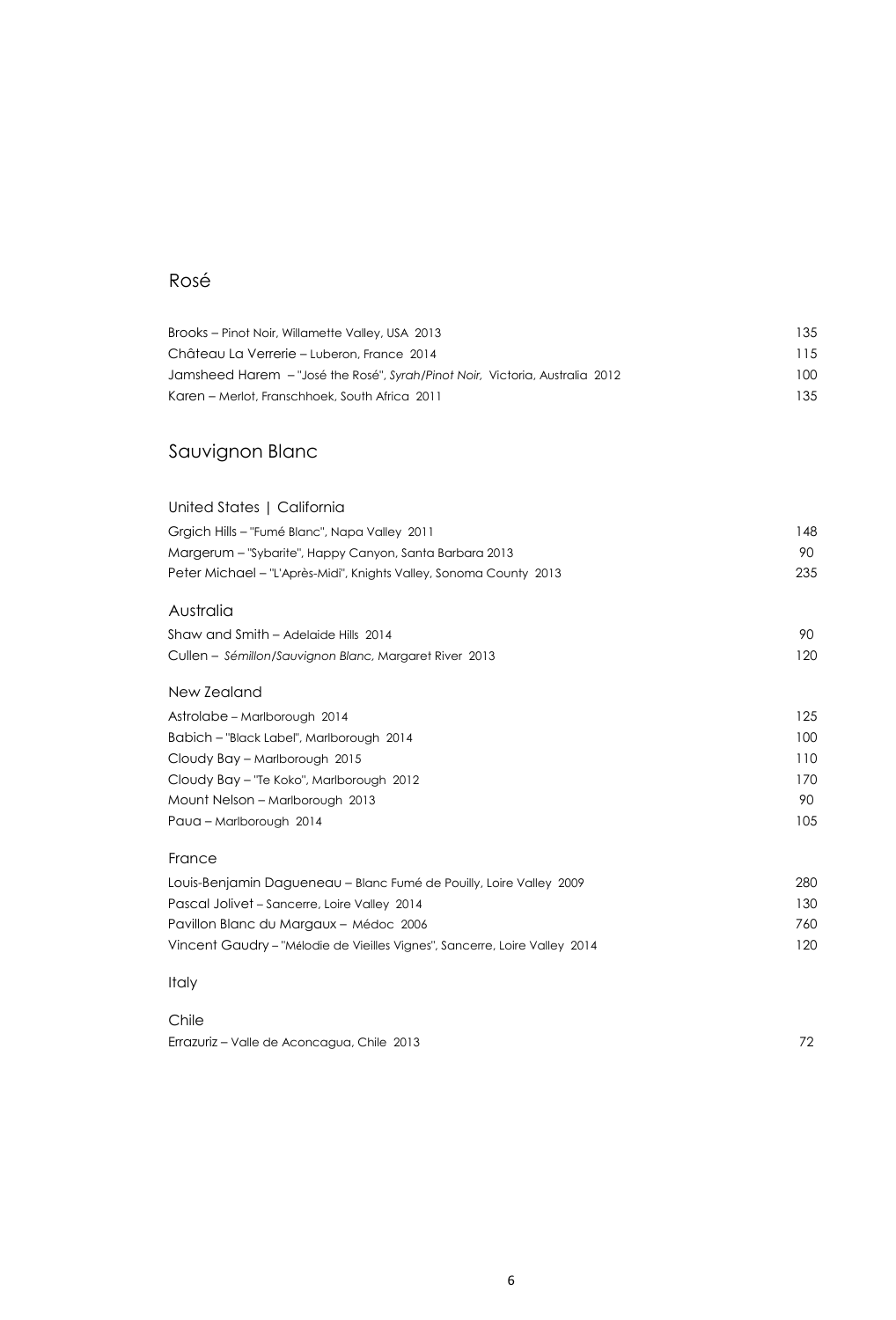## Rosé

| | |
|---|---|
| Brooks – Pinot Noir, Willamette Valley, USA 2013 | 135 |
| Château La Verrerie – Luberon, France 2014 | 115 |
| Jamsheed Harem – "José the Rosé", *Syrah/Pinot Noir*, Victoria, Australia 2012 | 100 |
| Karen – Merlot, Franschhoek, South Africa 2011 | 135 |

## Sauvignon Blanc

### United States | California

| | |
|---|---|
| Grgich Hills – "Fumé Blanc", Napa Valley 2011 | 148 |
| Margerum – "Sybarite", Happy Canyon, Santa Barbara 2013 | 90 |
| Peter Michael – "L'Après-Midi", Knights Valley, Sonoma County 2013 | 235 |

### Australia

| | |
|---|---|
| Shaw and Smith – Adelaide Hills 2014 | 90 |
| Cullen – *Sémillon/Sauvignon Blanc*, Margaret River 2013 | 120 |

### New Zealand

| | |
|---|---|
| Astrolabe – Marlborough 2014 | 125 |
| Babich – "Black Label", Marlborough 2014 | 100 |
| Cloudy Bay – Marlborough 2015 | 110 |
| Cloudy Bay – "Te Koko", Marlborough 2012 | 170 |
| Mount Nelson – Marlborough 2013 | 90 |
| Paua – Marlborough 2014 | 105 |

### France

| | |
|---|---|
| Louis-Benjamin Dagueneau – Blanc Fumé de Pouilly, Loire Valley 2009 | 280 |
| Pascal Jolivet – Sancerre, Loire Valley 2014 | 130 |
| Pavillon Blanc du Margaux – Médoc 2006 | 760 |
| Vincent Gaudry – "Mélodie de Vieilles Vignes", Sancerre, Loire Valley 2014 | 120 |

### Italy

### Chile

| | |
|---|---|
| Errazuriz – Valle de Aconcagua, Chile 2013 | 72 |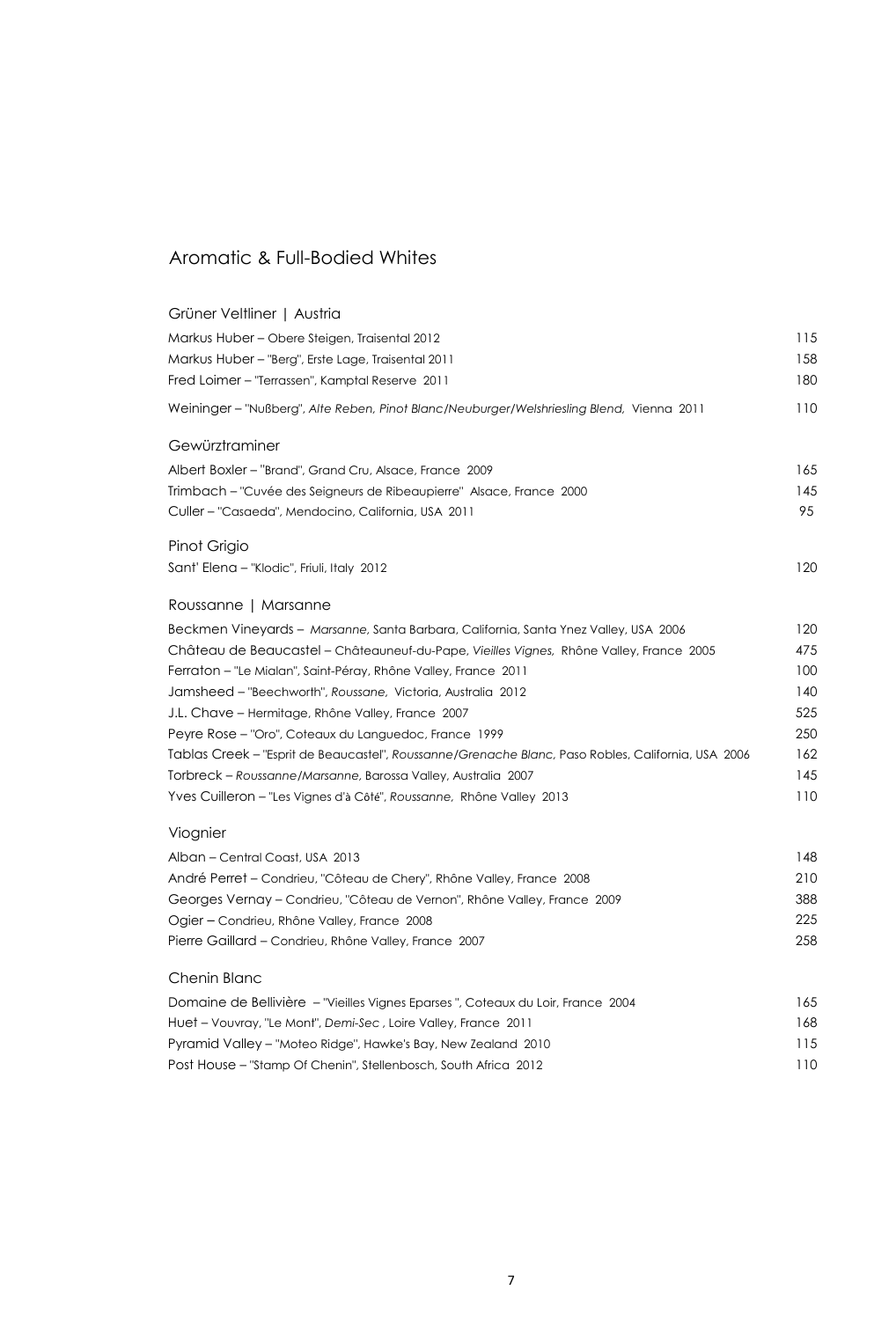# Aromatic & Full-Bodied Whites

## Grüner Veltliner | Austria

| Wine | Price |
|---|---|
| Markus Huber – Obere Steigen, Traisental 2012 | 115 |
| Markus Huber – "Berg", Erste Lage, Traisental 2011 | 158 |
| Fred Loimer – "Terrassen", Kamptal Reserve 2011 | 180 |
| Weininger – "Nußberg", *Alte Reben, Pinot Blanc/Neuburger/Welshriesling Blend,* Vienna 2011 | 110 |

## Gewürztraminer

| Wine | Price |
|---|---|
| Albert Boxler – "Brand", Grand Cru, Alsace, France 2009 | 165 |
| Trimbach – "Cuvée des Seigneurs de Ribeaupierre" Alsace, France 2000 | 145 |
| Culler – "Casaeda", Mendocino, California, USA 2011 | 95 |

## Pinot Grigio

| Wine | Price |
|---|---|
| Sant' Elena – "Klodic", Friuli, Italy 2012 | 120 |

## Roussanne | Marsanne

| Wine | Price |
|---|---|
| Beckmen Vineyards – *Marsanne,* Santa Barbara, California, Santa Ynez Valley, USA 2006 | 120 |
| Château de Beaucastel – Châteauneuf-du-Pape, *Vieilles Vignes,* Rhône Valley, France 2005 | 475 |
| Ferraton – "Le Mialan", Saint-Péray, Rhône Valley, France 2011 | 100 |
| Jamsheed – "Beechworth", *Roussane,* Victoria, Australia 2012 | 140 |
| J.L. Chave – Hermitage, Rhône Valley, France 2007 | 525 |
| Peyre Rose – "Oro", Coteaux du Languedoc, France 1999 | 250 |
| Tablas Creek – "Esprit de Beaucastel", *Roussanne/Grenache Blanc,* Paso Robles, California, USA 2006 | 162 |
| Torbreck – *Roussanne/Marsanne,* Barossa Valley, Australia 2007 | 145 |
| Yves Cuilleron – "Les Vignes d'à Côté", *Roussanne,* Rhône Valley 2013 | 110 |

## Viognier

| Wine | Price |
|---|---|
| Alban – Central Coast, USA 2013 | 148 |
| André Perret – Condrieu, "Côteau de Chery", Rhône Valley, France 2008 | 210 |
| Georges Vernay – Condrieu, "Côteau de Vernon", Rhône Valley, France 2009 | 388 |
| Ogier – Condrieu, Rhône Valley, France 2008 | 225 |
| Pierre Gaillard – Condrieu, Rhône Valley, France 2007 | 258 |

## Chenin Blanc

| Wine | Price |
|---|---|
| Domaine de Bellivière – "Vieilles Vignes Eparses ", Coteaux du Loir, France 2004 | 165 |
| Huet – Vouvray, "Le Mont", *Demi-Sec* , Loire Valley, France 2011 | 168 |
| Pyramid Valley – "Moteo Ridge", Hawke's Bay, New Zealand 2010 | 115 |
| Post House – "Stamp Of Chenin", Stellenbosch, South Africa 2012 | 110 |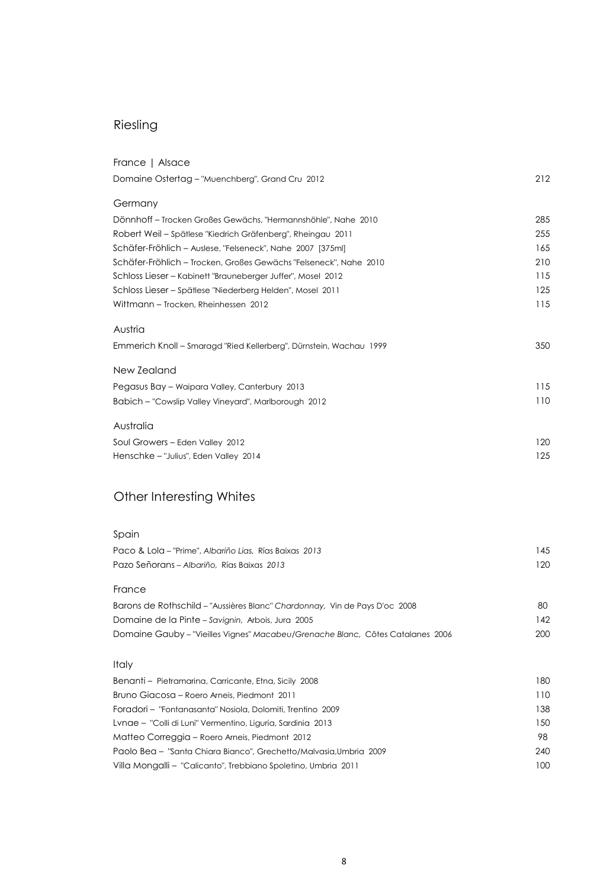## Riesling

### France | Alsace

| | |
|---|---|
| Domaine Ostertag – "Muenchberg", Grand Cru 2012 | 212 |

### Germany

| | |
|---|---|
| Dönnhoff – Trocken Großes Gewächs, "Hermannshöhle", Nahe 2010 | 285 |
| Robert Weil – Spätlese "Kiedrich Gräfenberg", Rheingau 2011 | 255 |
| Schäfer-Fröhlich – Auslese, "Felseneck", Nahe 2007 [375ml] | 165 |
| Schäfer-Fröhlich – Trocken, Großes Gewächs "Felseneck", Nahe 2010 | 210 |
| Schloss Lieser – Kabinett "Brauneberger Juffer", Mosel 2012 | 115 |
| Schloss Lieser – Spätlese "Niederberg Helden", Mosel 2011 | 125 |
| Wittmann – Trocken, Rheinhessen 2012 | 115 |

### Austria

| | |
|---|---|
| Emmerich Knoll – Smaragd "Ried Kellerberg", Dürnstein, Wachau 1999 | 350 |

### New Zealand

| | |
|---|---|
| Pegasus Bay – Waipara Valley, Canterbury 2013 | 115 |
| Babich – "Cowslip Valley Vineyard", Marlborough 2012 | 110 |

### Australia

| | |
|---|---|
| Soul Growers – Eden Valley 2012 | 120 |
| Henschke – "Julius", Eden Valley 2014 | 125 |

## Other Interesting Whites

### Spain

| | |
|---|---|
| Paco & Lola – "Prime", *Albariño Lias,* Rías Baixas *2013* | 145 |
| Pazo Señorans – *Albariño,* Rías Baixas *2013* | 120 |

### France

| | |
|---|---|
| Barons de Rothschild – "Aussières Blanc" *Chardonnay,* Vin de Pays D'oc 2008 | 80 |
| Domaine de la Pinte – *Savignin,* Arbois, Jura 2005 | 142 |
| Domaine Gauby – "Vieilles Vignes" *Macabeu/Grenache Blanc,* Côtes Catalanes 2006 | 200 |

### Italy

| | |
|---|---|
| Benanti – Pietramarina, Carricante, Etna, Sicily 2008 | 180 |
| Bruno Giacosa – Roero Arneis, Piedmont 2011 | 110 |
| Foradori – "Fontanasanta" Nosiola, Dolomiti, Trentino 2009 | 138 |
| Lvnae – "Colli di Luni" Vermentino, Liguria, Sardinia 2013 | 150 |
| Matteo Correggia – Roero Arneis, Piedmont 2012 | 98 |
| Paolo Bea – "Santa Chiara Bianco", Grechetto/Malvasia,Umbria 2009 | 240 |
| Villa Mongalli – "Calicanto", Trebbiano Spoletino, Umbria 2011 | 100 |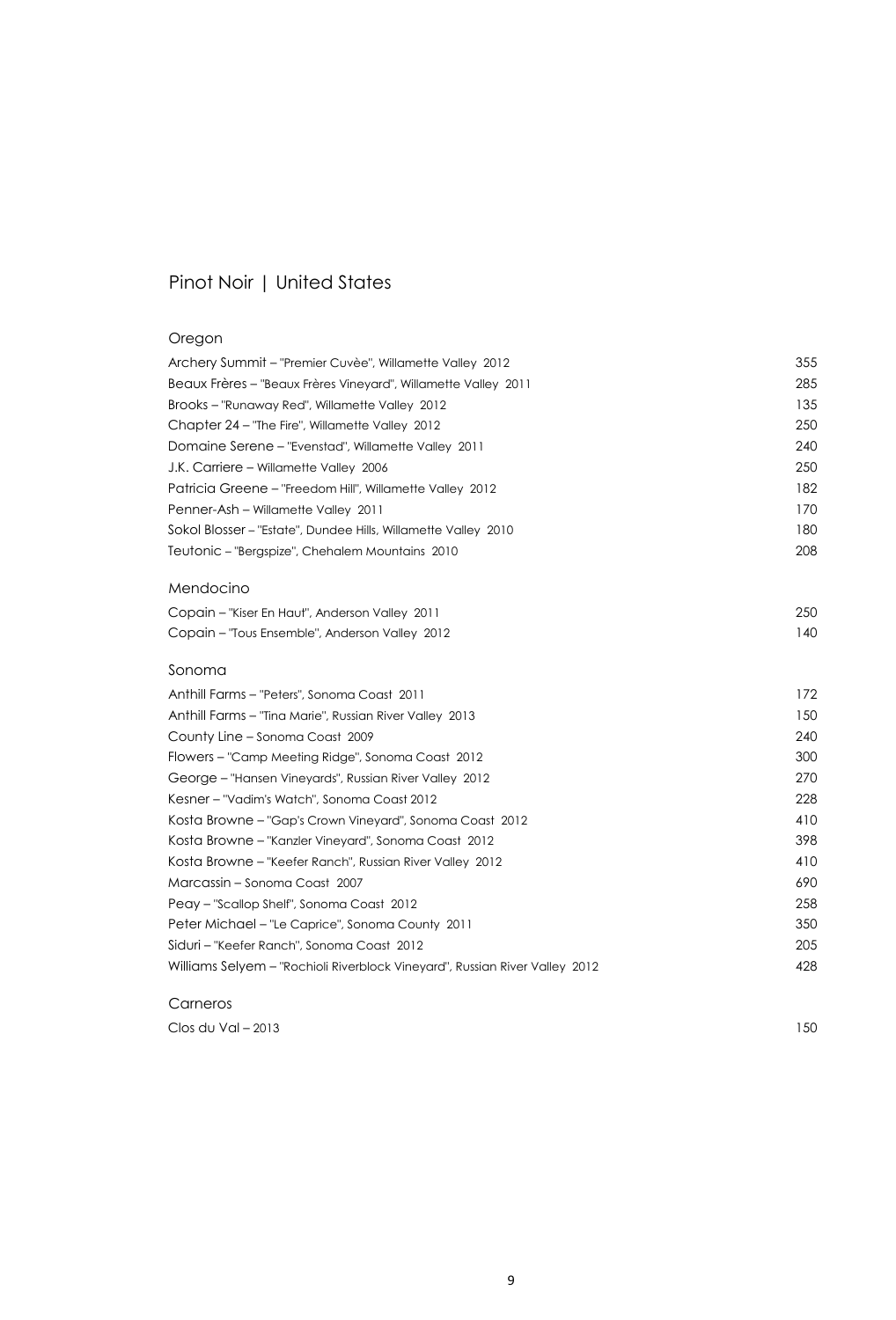# Pinot Noir | United States

## Oregon

| Wine | Price |
|---|---|
| Archery Summit – "Premier Cuvèe", Willamette Valley 2012 | 355 |
| Beaux Frères – "Beaux Frères Vineyard", Willamette Valley 2011 | 285 |
| Brooks – "Runaway Red", Willamette Valley 2012 | 135 |
| Chapter 24 – "The Fire", Willamette Valley 2012 | 250 |
| Domaine Serene – "Evenstad", Willamette Valley 2011 | 240 |
| J.K. Carriere – Willamette Valley 2006 | 250 |
| Patricia Greene – "Freedom Hill", Willamette Valley 2012 | 182 |
| Penner-Ash – Willamette Valley 2011 | 170 |
| Sokol Blosser – "Estate", Dundee Hills, Willamette Valley 2010 | 180 |
| Teutonic – "Bergspize", Chehalem Mountains 2010 | 208 |

## Mendocino

| Wine | Price |
|---|---|
| Copain – "Kiser En Haut", Anderson Valley 2011 | 250 |
| Copain – "Tous Ensemble", Anderson Valley 2012 | 140 |

## Sonoma

| Wine | Price |
|---|---|
| Anthill Farms – "Peters", Sonoma Coast 2011 | 172 |
| Anthill Farms – "Tina Marie", Russian River Valley 2013 | 150 |
| County Line – Sonoma Coast 2009 | 240 |
| Flowers – "Camp Meeting Ridge", Sonoma Coast 2012 | 300 |
| George – "Hansen Vineyards", Russian River Valley 2012 | 270 |
| Kesner – "Vadim's Watch", Sonoma Coast 2012 | 228 |
| Kosta Browne – "Gap's Crown Vineyard", Sonoma Coast 2012 | 410 |
| Kosta Browne – "Kanzler Vineyard", Sonoma Coast 2012 | 398 |
| Kosta Browne – "Keefer Ranch", Russian River Valley 2012 | 410 |
| Marcassin – Sonoma Coast 2007 | 690 |
| Peay – "Scallop Shelf", Sonoma Coast 2012 | 258 |
| Peter Michael – "Le Caprice", Sonoma County 2011 | 350 |
| Siduri – "Keefer Ranch", Sonoma Coast 2012 | 205 |
| Williams Selyem – "Rochioli Riverblock Vineyard", Russian River Valley 2012 | 428 |

## Carneros

| Wine | Price |
|---|---|
| Clos du Val – 2013 | 150 |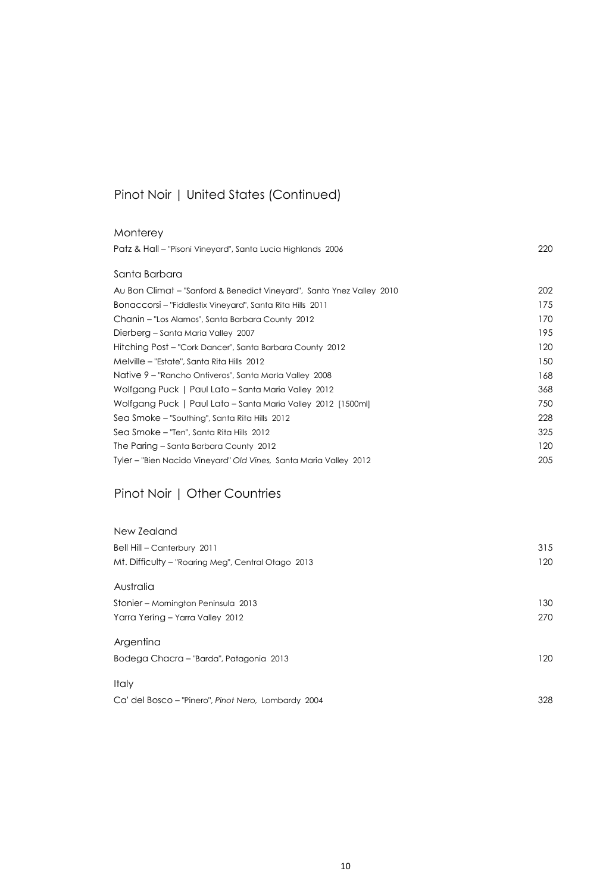## Pinot Noir | United States (Continued)

### Monterey

| | |
|---|---|
| Patz & Hall – "Pisoni Vineyard", Santa Lucia Highlands 2006 | 220 |

### Santa Barbara

| | |
|---|---|
| Au Bon Climat – "Sanford & Benedict Vineyard", Santa Ynez Valley 2010 | 202 |
| Bonaccorsi – "Fiddlestix Vineyard", Santa Rita Hills 2011 | 175 |
| Chanin – "Los Alamos", Santa Barbara County 2012 | 170 |
| Dierberg – Santa Maria Valley 2007 | 195 |
| Hitching Post – "Cork Dancer", Santa Barbara County 2012 | 120 |
| Melville – "Estate", Santa Rita Hills 2012 | 150 |
| Native 9 – "Rancho Ontiveros", Santa Maria Valley 2008 | 168 |
| Wolfgang Puck \| Paul Lato – Santa Maria Valley 2012 | 368 |
| Wolfgang Puck \| Paul Lato – Santa Maria Valley 2012 [1500ml] | 750 |
| Sea Smoke – "Southing", Santa Rita Hills 2012 | 228 |
| Sea Smoke – "Ten", Santa Rita Hills 2012 | 325 |
| The Paring – Santa Barbara County 2012 | 120 |
| Tyler – "Bien Nacido Vineyard" *Old Vines*, Santa Maria Valley 2012 | 205 |

## Pinot Noir | Other Countries

### New Zealand

| | |
|---|---|
| Bell Hill – Canterbury 2011 | 315 |
| Mt. Difficulty – "Roaring Meg", Central Otago 2013 | 120 |

### Australia

| | |
|---|---|
| Stonier – Mornington Peninsula 2013 | 130 |
| Yarra Yering – Yarra Valley 2012 | 270 |

### Argentina

| | |
|---|---|
| Bodega Chacra – "Barda", Patagonia 2013 | 120 |

### Italy

| | |
|---|---|
| Ca' del Bosco – "Pinero", *Pinot Nero*, Lombardy 2004 | 328 |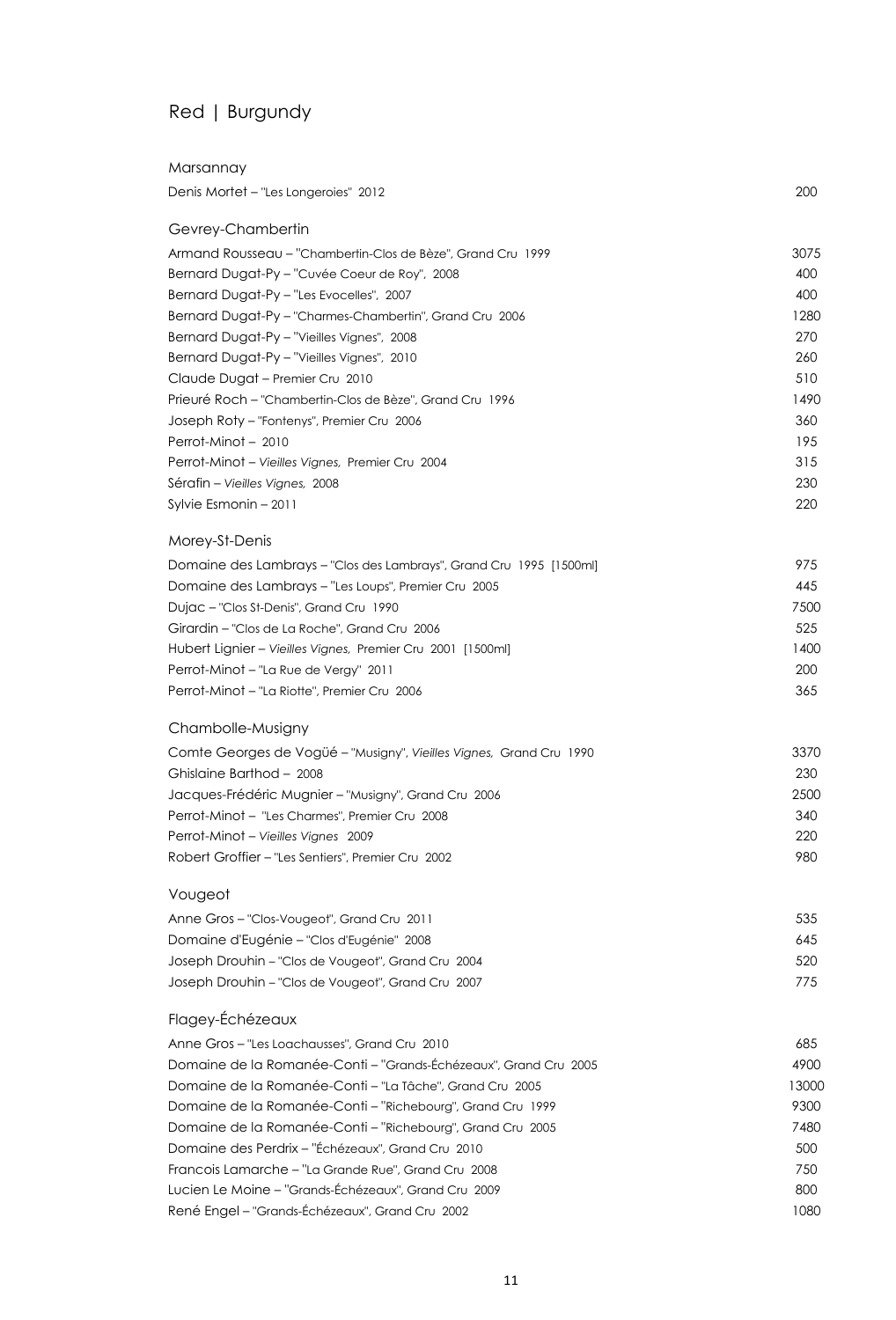# Red | Burgundy

## Marsannay

| | |
|---|---|
| Denis Mortet – "Les Longeroies" 2012 | 200 |

## Gevrey-Chambertin

| | |
|---|---|
| Armand Rousseau – "Chambertin-Clos de Bèze", Grand Cru 1999 | 3075 |
| Bernard Dugat-Py – "Cuvée Coeur de Roy", 2008 | 400 |
| Bernard Dugat-Py – "Les Evocelles", 2007 | 400 |
| Bernard Dugat-Py – "Charmes-Chambertin", Grand Cru 2006 | 1280 |
| Bernard Dugat-Py – "Vieilles Vignes", 2008 | 270 |
| Bernard Dugat-Py – "Vieilles Vignes", 2010 | 260 |
| Claude Dugat – Premier Cru 2010 | 510 |
| Prieuré Roch – "Chambertin-Clos de Bèze", Grand Cru 1996 | 1490 |
| Joseph Roty – "Fontenys", Premier Cru 2006 | 360 |
| Perrot-Minot – 2010 | 195 |
| Perrot-Minot – *Vieilles Vignes,* Premier Cru 2004 | 315 |
| Sérafin – *Vieilles Vignes,* 2008 | 230 |
| Sylvie Esmonin – 2011 | 220 |

## Morey-St-Denis

| | |
|---|---|
| Domaine des Lambrays – "Clos des Lambrays", Grand Cru 1995 [1500ml] | 975 |
| Domaine des Lambrays – "Les Loups", Premier Cru 2005 | 445 |
| Dujac – "Clos St-Denis", Grand Cru 1990 | 7500 |
| Girardin – "Clos de La Roche", Grand Cru 2006 | 525 |
| Hubert Lignier – *Vieilles Vignes,* Premier Cru 2001 [1500ml] | 1400 |
| Perrot-Minot – "La Rue de Vergy" 2011 | 200 |
| Perrot-Minot – "La Riotte", Premier Cru 2006 | 365 |

## Chambolle-Musigny

| | |
|---|---|
| Comte Georges de Vogüé – "Musigny", *Vieilles Vignes,* Grand Cru 1990 | 3370 |
| Ghislaine Barthod – 2008 | 230 |
| Jacques-Frédéric Mugnier – "Musigny", Grand Cru 2006 | 2500 |
| Perrot-Minot – "Les Charmes", Premier Cru 2008 | 340 |
| Perrot-Minot – *Vieilles Vignes* 2009 | 220 |
| Robert Groffier – "Les Sentiers", Premier Cru 2002 | 980 |

## Vougeot

| | |
|---|---|
| Anne Gros – "Clos-Vougeot", Grand Cru 2011 | 535 |
| Domaine d'Eugénie – "Clos d'Eugénie" 2008 | 645 |
| Joseph Drouhin – "Clos de Vougeot", Grand Cru 2004 | 520 |
| Joseph Drouhin – "Clos de Vougeot", Grand Cru 2007 | 775 |

## Flagey-Échézeaux

| | |
|---|---|
| Anne Gros – "Les Loachausses", Grand Cru 2010 | 685 |
| Domaine de la Romanée-Conti – "Grands-Échézeaux", Grand Cru 2005 | 4900 |
| Domaine de la Romanée-Conti – "La Tâche", Grand Cru 2005 | 13000 |
| Domaine de la Romanée-Conti – "Richebourg", Grand Cru 1999 | 9300 |
| Domaine de la Romanée-Conti – "Richebourg", Grand Cru 2005 | 7480 |
| Domaine des Perdrix – "Échézeaux", Grand Cru 2010 | 500 |
| Francois Lamarche – "La Grande Rue", Grand Cru 2008 | 750 |
| Lucien Le Moine – "Grands-Échézeaux", Grand Cru 2009 | 800 |
| René Engel – "Grands-Échézeaux", Grand Cru 2002 | 1080 |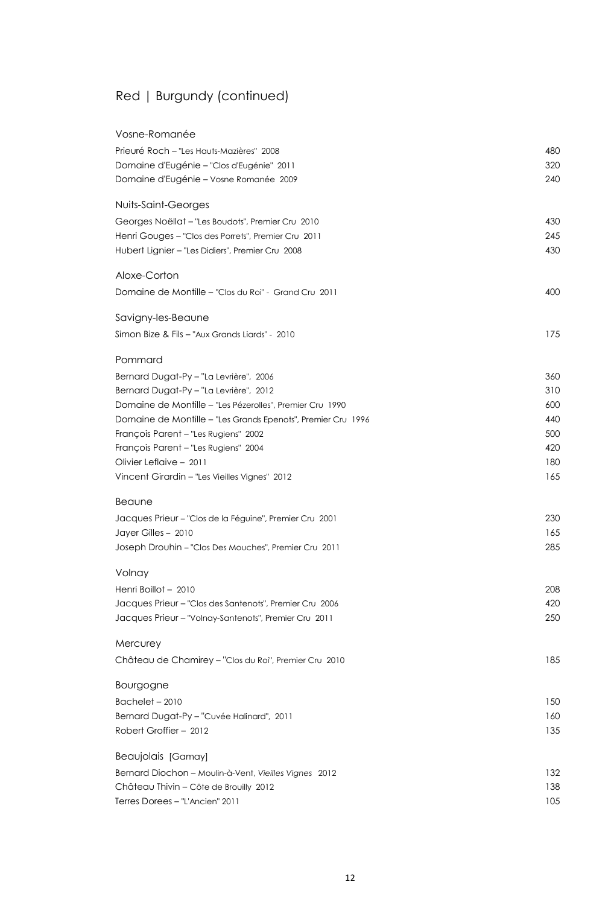## Red | Burgundy (continued)

### Vosne-Romanée

| | |
|---|---|
| Prieuré Roch – "Les Hauts-Mazières" 2008 | 480 |
| Domaine d'Eugénie – "Clos d'Eugénie" 2011 | 320 |
| Domaine d'Eugénie – Vosne Romanée 2009 | 240 |

### Nuits-Saint-Georges

| | |
|---|---|
| Georges Noëllat – "Les Boudots", Premier Cru 2010 | 430 |
| Henri Gouges – "Clos des Porrets", Premier Cru 2011 | 245 |
| Hubert Lignier – "Les Didiers", Premier Cru 2008 | 430 |

### Aloxe-Corton

| | |
|---|---|
| Domaine de Montille – "Clos du Roi" - Grand Cru 2011 | 400 |

### Savigny-les-Beaune

| | |
|---|---|
| Simon Bize & Fils – "Aux Grands Liards" - 2010 | 175 |

### Pommard

| | |
|---|---|
| Bernard Dugat-Py – "La Levrière", 2006 | 360 |
| Bernard Dugat-Py – "La Levrière", 2012 | 310 |
| Domaine de Montille – "Les Pézerolles", Premier Cru 1990 | 600 |
| Domaine de Montille – "Les Grands Epenots", Premier Cru 1996 | 440 |
| François Parent – "Les Rugiens" 2002 | 500 |
| François Parent – "Les Rugiens" 2004 | 420 |
| Olivier Leflaive – 2011 | 180 |
| Vincent Girardin – "Les Vieilles Vignes" 2012 | 165 |

### Beaune

| | |
|---|---|
| Jacques Prieur – "Clos de la Féguine", Premier Cru 2001 | 230 |
| Jayer Gilles – 2010 | 165 |
| Joseph Drouhin – "Clos Des Mouches", Premier Cru 2011 | 285 |

### Volnay

| | |
|---|---|
| Henri Boillot – 2010 | 208 |
| Jacques Prieur – "Clos des Santenots", Premier Cru 2006 | 420 |
| Jacques Prieur – "Volnay-Santenots", Premier Cru 2011 | 250 |

### Mercurey

| | |
|---|---|
| Château de Chamirey – "Clos du Roi", Premier Cru 2010 | 185 |

### Bourgogne

| | |
|---|---|
| Bachelet – 2010 | 150 |
| Bernard Dugat-Py – "Cuvée Halinard", 2011 | 160 |
| Robert Groffier – 2012 | 135 |

### Beaujolais [Gamay]

| | |
|---|---|
| Bernard Diochon – Moulin-à-Vent, *Vieilles Vignes* 2012 | 132 |
| Château Thivin – Côte de Brouilly 2012 | 138 |
| Terres Dorees – "L'Ancien" 2011 | 105 |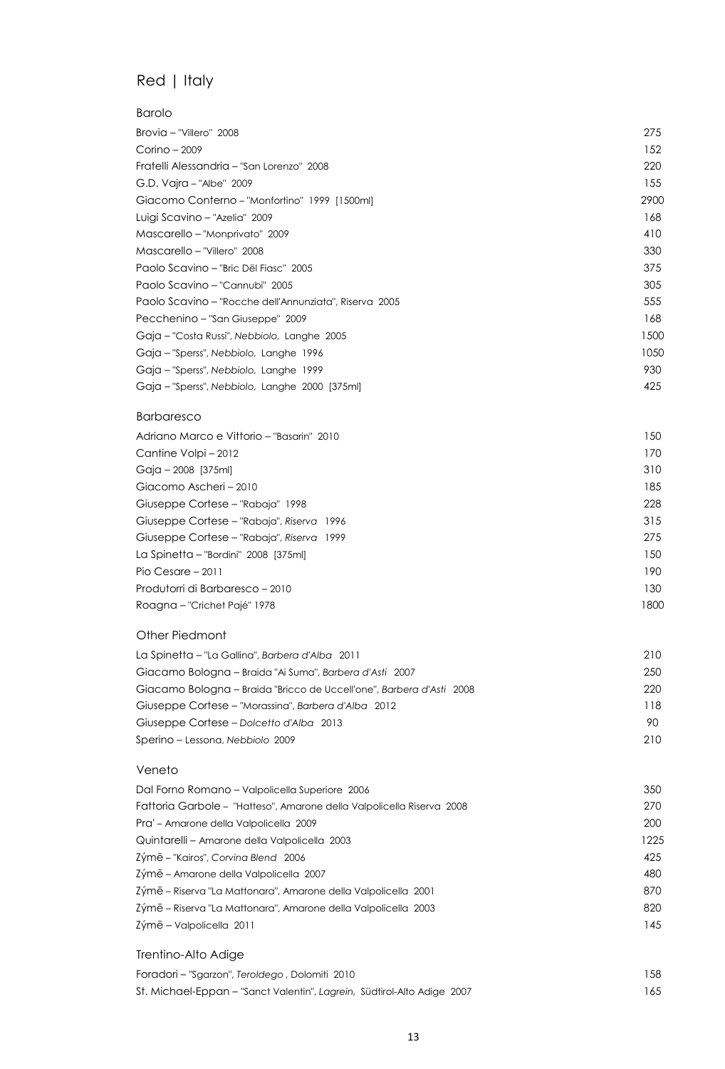# Red | Italy

## Barolo

| | |
|---|---|
| Brovia – "Villero" 2008 | 275 |
| Corino – 2009 | 152 |
| Fratelli Alessandria – "San Lorenzo" 2008 | 220 |
| G.D. Vajra – "Albe" 2009 | 155 |
| Giacomo Conterno – "Monfortino" 1999 [1500ml] | 2900 |
| Luigi Scavino – "Azelia" 2009 | 168 |
| Mascarello – "Monprivato" 2009 | 410 |
| Mascarello – "Villero" 2008 | 330 |
| Paolo Scavino – "Bric Dël Fiasc" 2005 | 375 |
| Paolo Scavino – "Cannubi" 2005 | 305 |
| Paolo Scavino – "Rocche dell'Annunziata", Riserva 2005 | 555 |
| Pecchenino – "San Giuseppe" 2009 | 168 |
| Gaja – "Costa Russi", *Nebbiolo*, Langhe 2005 | 1500 |
| Gaja – "Sperss", *Nebbiolo*, Langhe 1996 | 1050 |
| Gaja – "Sperss", *Nebbiolo*, Langhe 1999 | 930 |
| Gaja – "Sperss", *Nebbiolo*, Langhe 2000 [375ml] | 425 |

## Barbaresco

| | |
|---|---|
| Adriano Marco e Vittorio – "Basarin" 2010 | 150 |
| Cantine Volpi – 2012 | 170 |
| Gaja – 2008 [375ml] | 310 |
| Giacomo Ascheri – 2010 | 185 |
| Giuseppe Cortese – "Rabaja" 1998 | 228 |
| Giuseppe Cortese – "Rabaja", *Riserva* 1996 | 315 |
| Giuseppe Cortese – "Rabaja", *Riserva* 1999 | 275 |
| La Spinetta – "Bordini" 2008 [375ml] | 150 |
| Pio Cesare – 2011 | 190 |
| Produtorri di Barbaresco – 2010 | 130 |
| Roagna – "Crichet Pajé" 1978 | 1800 |

## Other Piedmont

| | |
|---|---|
| La Spinetta – "La Gallina", *Barbera d'Alba* 2011 | 210 |
| Giacamo Bologna – Braida "Ai Suma", *Barbera d'Asti* 2007 | 250 |
| Giacamo Bologna – Braida "Bricco de Uccell'one", *Barbera d'Asti* 2008 | 220 |
| Giuseppe Cortese – "Morassina", *Barbera d'Alba* 2012 | 118 |
| Giuseppe Cortese – *Dolcetto d'Alba* 2013 | 90 |
| Sperino – Lessona, *Nebbiolo* 2009 | 210 |

## Veneto

| | |
|---|---|
| Dal Forno Romano – Valpolicella Superiore 2006 | 350 |
| Fattoria Garbole – "Hatteso", Amarone della Valpolicella Riserva 2008 | 270 |
| Pra' – Amarone della Valpolicella 2009 | 200 |
| Quintarelli – Amarone della Valpolicella 2003 | 1225 |
| Zýmē – "Kairos", *Corvina Blend* 2006 | 425 |
| Zýmē – Amarone della Valpolicella 2007 | 480 |
| Zýmē – Riserva "La Mattonara", Amarone della Valpolicella 2001 | 870 |
| Zýmē – Riserva "La Mattonara", Amarone della Valpolicella 2003 | 820 |
| Zýmē – Valpolicella 2011 | 145 |

## Trentino-Alto Adige

| | |
|---|---|
| Foradori – "Sgarzon", *Teroldego*, Dolomiti 2010 | 158 |
| St. Michael-Eppan – "Sanct Valentin", *Lagrein*, Südtirol-Alto Adige 2007 | 165 |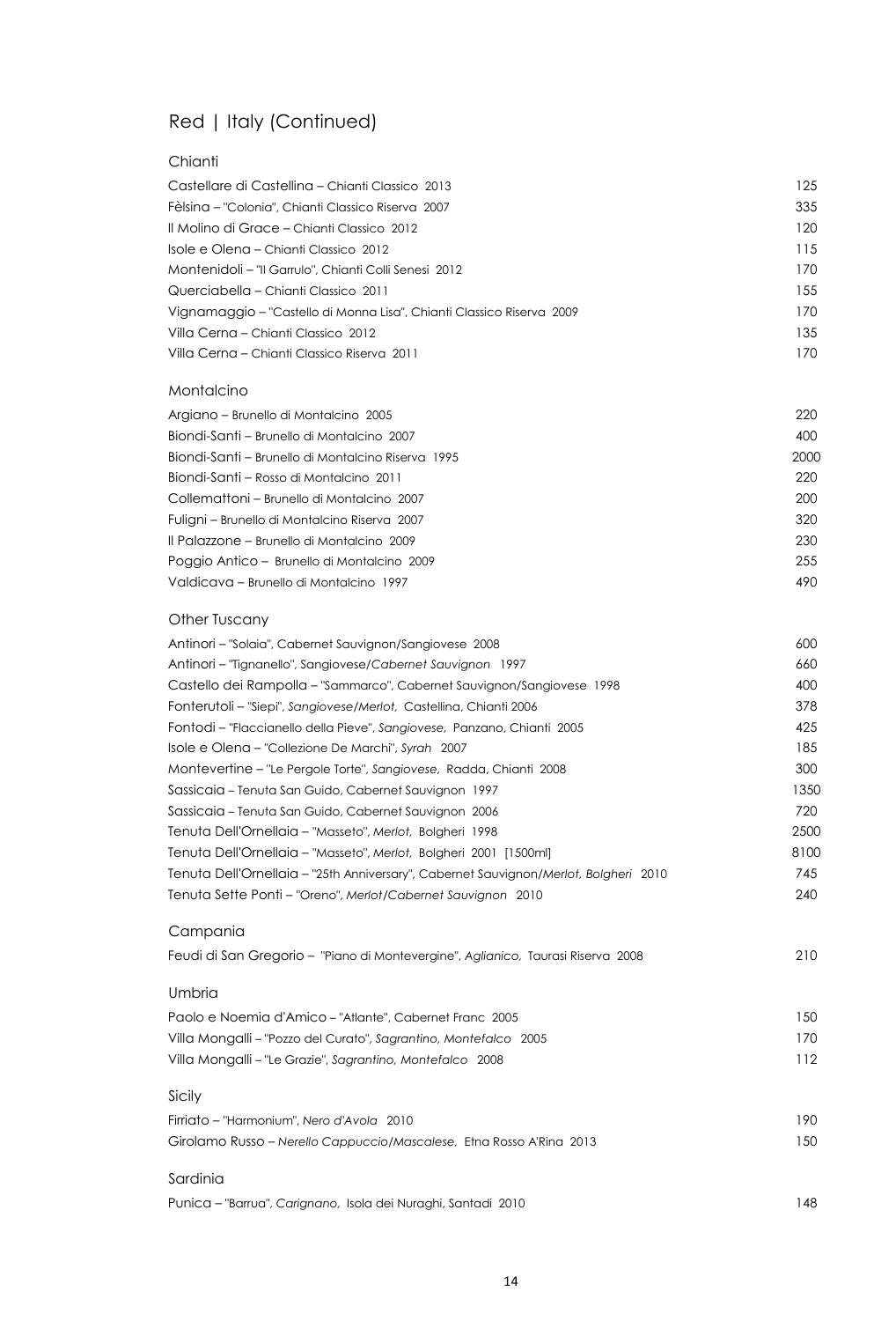# Red | Italy (Continued)

## Chianti

| | |
|---|---|
| Castellare di Castellina – Chianti Classico 2013 | 125 |
| Fèlsina – "Colonia", Chianti Classico Riserva 2007 | 335 |
| Il Molino di Grace – Chianti Classico 2012 | 120 |
| Isole e Olena – Chianti Classico 2012 | 115 |
| Montenidoli – "Il Garrulo", Chianti Colli Senesi 2012 | 170 |
| Querciabella – Chianti Classico 2011 | 155 |
| Vignamaggio – "Castello di Monna Lisa", Chianti Classico Riserva 2009 | 170 |
| Villa Cerna – Chianti Classico 2012 | 135 |
| Villa Cerna – Chianti Classico Riserva 2011 | 170 |

## Montalcino

| | |
|---|---|
| Argiano – Brunello di Montalcino 2005 | 220 |
| Biondi-Santi – Brunello di Montalcino 2007 | 400 |
| Biondi-Santi – Brunello di Montalcino Riserva 1995 | 2000 |
| Biondi-Santi – Rosso di Montalcino 2011 | 220 |
| Collemattoni – Brunello di Montalcino 2007 | 200 |
| Fuligni – Brunello di Montalcino Riserva 2007 | 320 |
| Il Palazzone – Brunello di Montalcino 2009 | 230 |
| Poggio Antico – Brunello di Montalcino 2009 | 255 |
| Valdicava – Brunello di Montalcino 1997 | 490 |

## Other Tuscany

| | |
|---|---|
| Antinori – "Solaia", Cabernet Sauvignon/Sangiovese 2008 | 600 |
| Antinori – "Tignanello", Sangiovese/*Cabernet Sauvignon* 1997 | 660 |
| Castello dei Rampolla – "Sammarco", Cabernet Sauvignon/Sangiovese 1998 | 400 |
| Fonterutoli – "Siepi", *Sangiovese/Merlot*, Castellina, Chianti 2006 | 378 |
| Fontodi – "Flaccianello della Pieve", *Sangiovese*, Panzano, Chianti 2005 | 425 |
| Isole e Olena – "Collezione De Marchi", *Syrah* 2007 | 185 |
| Montevertine – "Le Pergole Torte", *Sangiovese*, Radda, Chianti 2008 | 300 |
| Sassicaia – Tenuta San Guido, Cabernet Sauvignon 1997 | 1350 |
| Sassicaia – Tenuta San Guido, Cabernet Sauvignon 2006 | 720 |
| Tenuta Dell'Ornellaia – "Masseto", *Merlot*, Bolgheri 1998 | 2500 |
| Tenuta Dell'Ornellaia – "Masseto", *Merlot*, Bolgheri 2001 [1500ml] | 8100 |
| Tenuta Dell'Ornellaia – "25th Anniversary", Cabernet Sauvignon/*Merlot, Bolgheri* 2010 | 745 |
| Tenuta Sette Ponti – "Oreno", *Merlot/Cabernet Sauvignon* 2010 | 240 |

## Campania

| | |
|---|---|
| Feudi di San Gregorio – "Piano di Montevergine", *Aglianico*, Taurasi Riserva 2008 | 210 |

## Umbria

| | |
|---|---|
| Paolo e Noemia d'Amico – "Atlante", Cabernet Franc 2005 | 150 |
| Villa Mongalli – "Pozzo del Curato", *Sagrantino, Montefalco* 2005 | 170 |
| Villa Mongalli – "Le Grazie", *Sagrantino, Montefalco* 2008 | 112 |

## Sicily

| | |
|---|---|
| Firriato – "Harmonium", *Nero d'Avola* 2010 | 190 |
| Girolamo Russo – *Nerello Cappuccio/Mascalese*, Etna Rosso A'Rina 2013 | 150 |

## Sardinia

| | |
|---|---|
| Punica – "Barrua", *Carignano*, Isola dei Nuraghi, Santadi 2010 | 148 |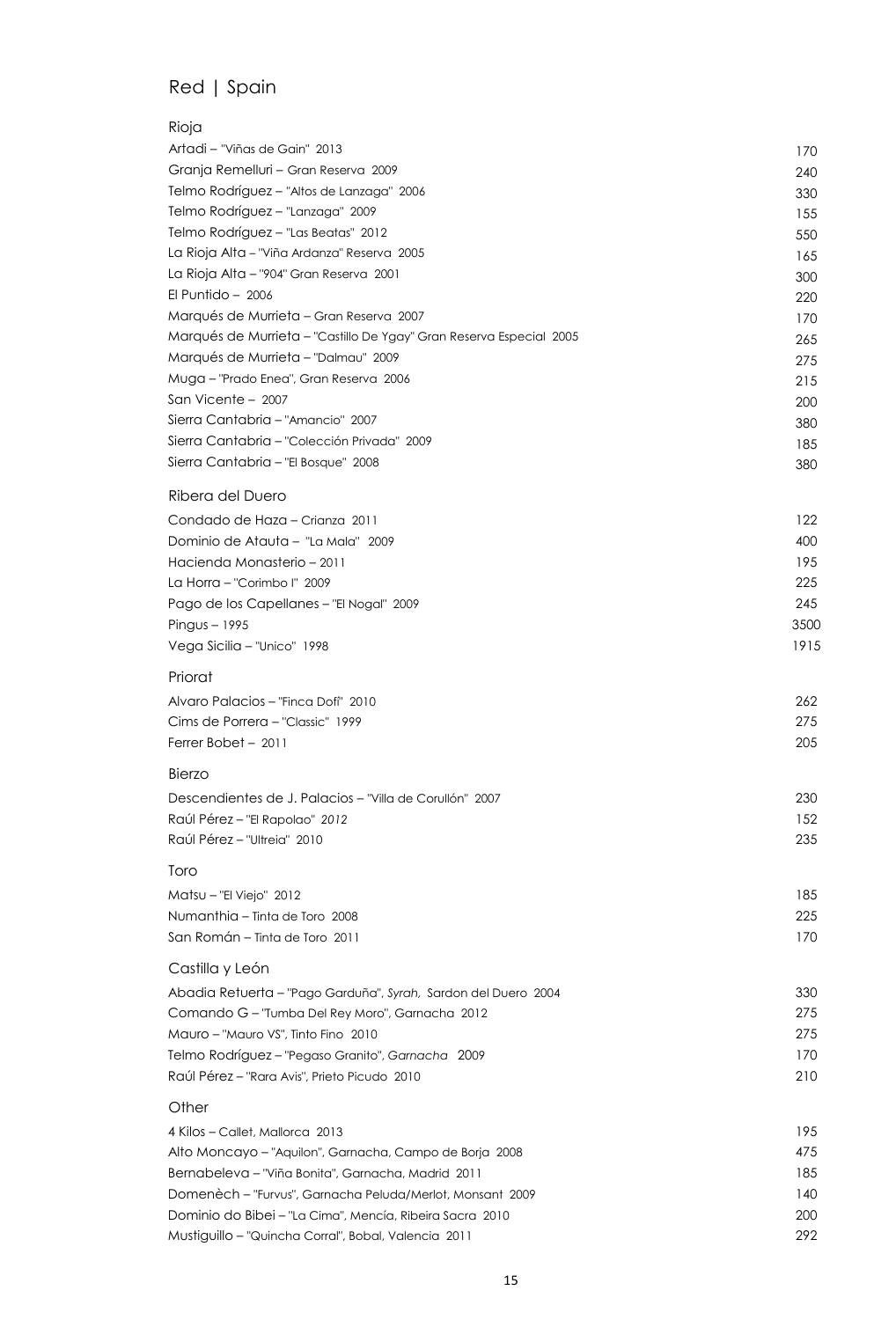# Red | Spain

## Rioja

| | |
|---|---|
| Artadi – "Viñas de Gain" 2013 | 170 |
| Granja Remelluri – Gran Reserva 2009 | 240 |
| Telmo Rodríguez – "Altos de Lanzaga" 2006 | 330 |
| Telmo Rodríguez – "Lanzaga" 2009 | 155 |
| Telmo Rodríguez – "Las Beatas" 2012 | 550 |
| La Rioja Alta – "Viña Ardanza" Reserva 2005 | 165 |
| La Rioja Alta – "904" Gran Reserva 2001 | 300 |
| El Puntido – 2006 | 220 |
| Marqués de Murrieta – Gran Reserva 2007 | 170 |
| Marqués de Murrieta – "Castillo De Ygay" Gran Reserva Especial 2005 | 265 |
| Marqués de Murrieta – "Dalmau" 2009 | 275 |
| Muga – "Prado Enea", Gran Reserva 2006 | 215 |
| San Vicente – 2007 | 200 |
| Sierra Cantabria – "Amancio" 2007 | 380 |
| Sierra Cantabria – "Colección Privada" 2009 | 185 |
| Sierra Cantabria – "El Bosque" 2008 | 380 |

## Ribera del Duero

| | |
|---|---|
| Condado de Haza – Crianza 2011 | 122 |
| Dominio de Atauta – "La Mala" 2009 | 400 |
| Hacienda Monasterio – 2011 | 195 |
| La Horra – "Corimbo I" 2009 | 225 |
| Pago de los Capellanes – "El Nogal" 2009 | 245 |
| Pingus – 1995 | 3500 |
| Vega Sicilia – "Unico" 1998 | 1915 |

## Priorat

| | |
|---|---|
| Alvaro Palacios – "Finca Dofí" 2010 | 262 |
| Cims de Porrera – "Classic" 1999 | 275 |
| Ferrer Bobet – 2011 | 205 |

## Bierzo

| | |
|---|---|
| Descendientes de J. Palacios – "Villa de Corullón" 2007 | 230 |
| Raúl Pérez – "El Rapolao" *2012* | 152 |
| Raúl Pérez – "Ultreia" 2010 | 235 |

## Toro

| | |
|---|---|
| Matsu – "El Viejo" 2012 | 185 |
| Numanthia – Tinta de Toro 2008 | 225 |
| San Román – Tinta de Toro 2011 | 170 |

## Castilla y León

| | |
|---|---|
| Abadia Retuerta – "Pago Garduña", *Syrah,* Sardon del Duero 2004 | 330 |
| Comando G – "Tumba Del Rey Moro", Garnacha 2012 | 275 |
| Mauro – "Mauro VS", Tinto Fino 2010 | 275 |
| Telmo Rodríguez – "Pegaso Granito", *Garnacha* 2009 | 170 |
| Raúl Pérez – "Rara Avis", Prieto Picudo 2010 | 210 |

## Other

| | |
|---|---|
| 4 Kilos – Callet, Mallorca 2013 | 195 |
| Alto Moncayo – "Aquilon", Garnacha, Campo de Borja 2008 | 475 |
| Bernabeleva – "Viña Bonita", Garnacha, Madrid 2011 | 185 |
| Domenèch – "Furvus", Garnacha Peluda/Merlot, Monsant 2009 | 140 |
| Dominio do Bibei – "La Cima", Mencía, Ribeira Sacra 2010 | 200 |
| Mustiguillo – "Quincha Corral", Bobal, Valencia 2011 | 292 |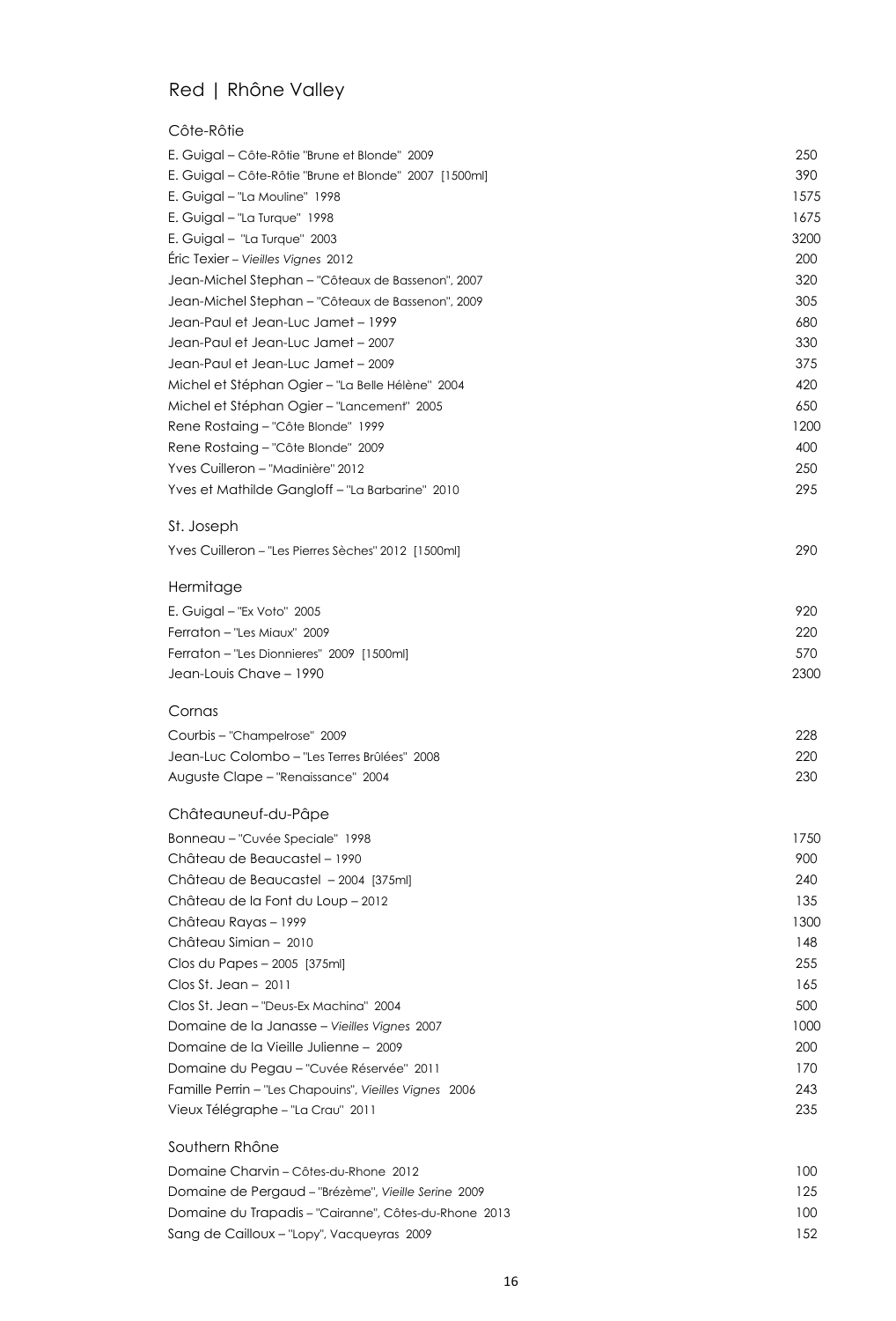# Red | Rhône Valley

## Côte-Rôtie

| | |
|---|---|
| E. Guigal – Côte-Rôtie "Brune et Blonde" 2009 | 250 |
| E. Guigal – Côte-Rôtie "Brune et Blonde" 2007 [1500ml] | 390 |
| E. Guigal – "La Mouline" 1998 | 1575 |
| E. Guigal – "La Turque" 1998 | 1675 |
| E. Guigal – "La Turque" 2003 | 3200 |
| Éric Texier – *Vieilles Vignes* 2012 | 200 |
| Jean-Michel Stephan – "Côteaux de Bassenon", 2007 | 320 |
| Jean-Michel Stephan – "Côteaux de Bassenon", 2009 | 305 |
| Jean-Paul et Jean-Luc Jamet – 1999 | 680 |
| Jean-Paul et Jean-Luc Jamet – 2007 | 330 |
| Jean-Paul et Jean-Luc Jamet – 2009 | 375 |
| Michel et Stéphan Ogier – "La Belle Hélène" 2004 | 420 |
| Michel et Stéphan Ogier – "Lancement" 2005 | 650 |
| Rene Rostaing – "Côte Blonde" 1999 | 1200 |
| Rene Rostaing – "Côte Blonde" 2009 | 400 |
| Yves Cuilleron – "Madinière" 2012 | 250 |
| Yves et Mathilde Gangloff – "La Barbarine" 2010 | 295 |

## St. Joseph

| | |
|---|---|
| Yves Cuilleron – "Les Pierres Sèches" 2012 [1500ml] | 290 |

## Hermitage

| | |
|---|---|
| E. Guigal – "Ex Voto" 2005 | 920 |
| Ferraton – "Les Miaux" 2009 | 220 |
| Ferraton – "Les Dionnieres" 2009 [1500ml] | 570 |
| Jean-Louis Chave – 1990 | 2300 |

## Cornas

| | |
|---|---|
| Courbis – "Champelrose" 2009 | 228 |
| Jean-Luc Colombo – "Les Terres Brûlées" 2008 | 220 |
| Auguste Clape – "Renaissance" 2004 | 230 |

## Châteauneuf-du-Pâpe

| | |
|---|---|
| Bonneau – "Cuvée Speciale" 1998 | 1750 |
| Château de Beaucastel – 1990 | 900 |
| Château de Beaucastel – 2004 [375ml] | 240 |
| Château de la Font du Loup – 2012 | 135 |
| Château Rayas – 1999 | 1300 |
| Château Simian – 2010 | 148 |
| Clos du Papes – 2005 [375ml] | 255 |
| Clos St. Jean – 2011 | 165 |
| Clos St. Jean – "Deus-Ex Machina" 2004 | 500 |
| Domaine de la Janasse – *Vieilles Vignes* 2007 | 1000 |
| Domaine de la Vieille Julienne – 2009 | 200 |
| Domaine du Pegau – "Cuvée Réservée" 2011 | 170 |
| Famille Perrin – "Les Chapouins", *Vieilles Vignes* 2006 | 243 |
| Vieux Télégraphe – "La Crau" 2011 | 235 |

## Southern Rhône

| | |
|---|---|
| Domaine Charvin – Côtes-du-Rhone 2012 | 100 |
| Domaine de Pergaud – "Brézème", *Vieille Serine* 2009 | 125 |
| Domaine du Trapadis – "Cairanne", Côtes-du-Rhone 2013 | 100 |
| Sang de Cailloux – "Lopy", Vacqueyras 2009 | 152 |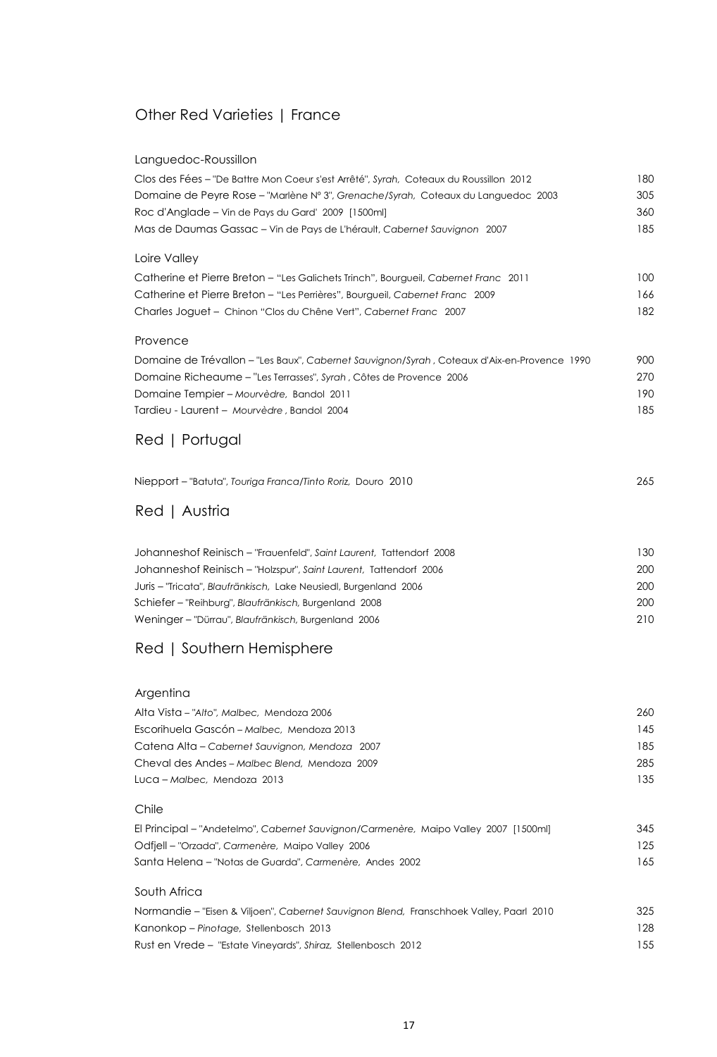## Other Red Varieties | France

### Languedoc-Roussillon

Clos des Fées – "De Battre Mon Coeur s'est Arrêté", *Syrah,* Coteaux du Roussillon 2012 — 180

Domaine de Peyre Rose – "Marlène Nº 3", *Grenache/Syrah,* Coteaux du Languedoc 2003 — 305

Roc d'Anglade – Vin de Pays du Gard' 2009 [1500ml] — 360

Mas de Daumas Gassac – Vin de Pays de L'hérault, *Cabernet Sauvignon* 2007 — 185

### Loire Valley

Catherine et Pierre Breton – "Les Galichets Trinch", Bourgueil, *Cabernet Franc* 2011 — 100

Catherine et Pierre Breton – "Les Perrières", Bourgueil, *Cabernet Franc* 2009 — 166

Charles Joguet – Chinon "Clos du Chêne Vert", *Cabernet Franc* 2007 — 182

### Provence

Domaine de Trévallon – "Les Baux", *Cabernet Sauvignon/Syrah* , Coteaux d'Aix-en-Provence 1990 — 900

Domaine Richeaume – "Les Terrasses", *Syrah* , Côtes de Provence 2006 — 270

Domaine Tempier – *Mourvèdre,* Bandol 2011 — 190

Tardieu - Laurent – *Mourvèdre* , Bandol 2004 — 185

## Red | Portugal

Niepport – "Batuta", *Touriga Franca/Tinto Roriz,* Douro 2010 — 265

## Red | Austria

Johanneshof Reinisch – "Frauenfeld", *Saint Laurent,* Tattendorf 2008 — 130

Johanneshof Reinisch – "Holzspur", *Saint Laurent,* Tattendorf 2006 — 200

Juris – "Tricata", *Blaufränkisch,* Lake Neusiedl, Burgenland 2006 — 200

Schiefer – "Reihburg", *Blaufränkisch,* Burgenland 2008 — 200

Weninger – "Dürrau", *Blaufränkisch,* Burgenland 2006 — 210

## Red | Southern Hemisphere

### Argentina

Alta Vista – *"Alto", Malbec,* Mendoza 2006 — 260

Escorihuela Gascón – *Malbec,* Mendoza 2013 — 145

Catena Alta – *Cabernet Sauvignon, Mendoza* 2007 — 185

Cheval des Andes – *Malbec Blend,* Mendoza 2009 — 285

Luca – *Malbec,* Mendoza 2013 — 135

### Chile

El Principal – "Andetelmo", *Cabernet Sauvignon/Carmenère,* Maipo Valley 2007 [1500ml] — 345

Odfjell – "Orzada", *Carmenère,* Maipo Valley 2006 — 125

Santa Helena – "Notas de Guarda", *Carmenère,* Andes 2002 — 165

### South Africa

Normandie – "Eisen & Viljoen", *Cabernet Sauvignon Blend,* Franschhoek Valley, Paarl 2010 — 325

Kanonkop – *Pinotage,* Stellenbosch 2013 — 128

Rust en Vrede – "Estate Vineyards", *Shiraz,* Stellenbosch 2012 — 155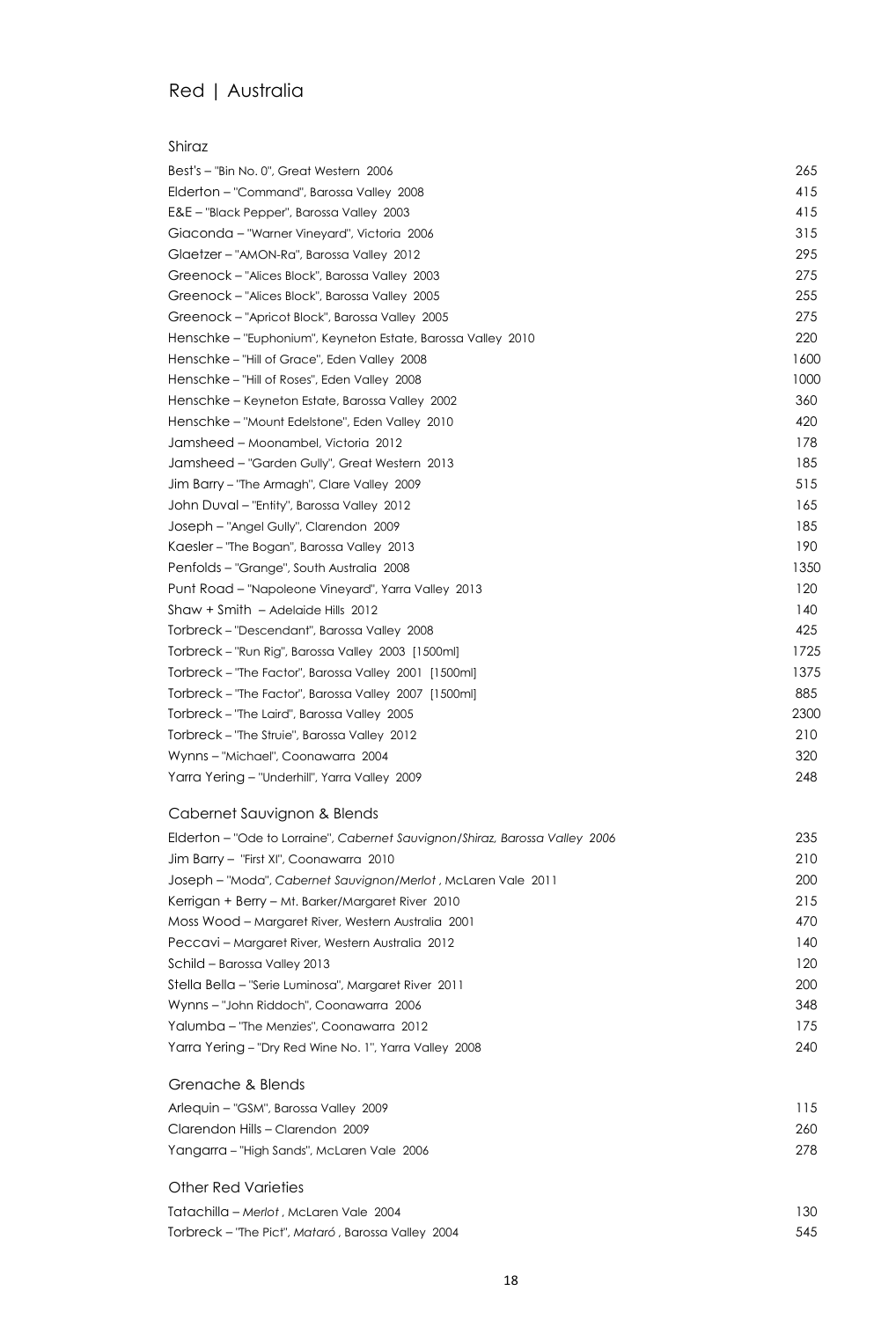# Red | Australia

## Shiraz

| | |
|---|---|
| Best's – "Bin No. 0", Great Western 2006 | 265 |
| Elderton – "Command", Barossa Valley 2008 | 415 |
| E&E – "Black Pepper", Barossa Valley 2003 | 415 |
| Giaconda – "Warner Vineyard", Victoria 2006 | 315 |
| Glaetzer – "AMON-Ra", Barossa Valley 2012 | 295 |
| Greenock – "Alices Block", Barossa Valley 2003 | 275 |
| Greenock – "Alices Block", Barossa Valley 2005 | 255 |
| Greenock – "Apricot Block", Barossa Valley 2005 | 275 |
| Henschke – "Euphonium", Keyneton Estate, Barossa Valley 2010 | 220 |
| Henschke – "Hill of Grace", Eden Valley 2008 | 1600 |
| Henschke – "Hill of Roses", Eden Valley 2008 | 1000 |
| Henschke – Keyneton Estate, Barossa Valley 2002 | 360 |
| Henschke – "Mount Edelstone", Eden Valley 2010 | 420 |
| Jamsheed – Moonambel, Victoria 2012 | 178 |
| Jamsheed – "Garden Gully", Great Western 2013 | 185 |
| Jim Barry – "The Armagh", Clare Valley 2009 | 515 |
| John Duval – "Entity", Barossa Valley 2012 | 165 |
| Joseph – "Angel Gully", Clarendon 2009 | 185 |
| Kaesler – "The Bogan", Barossa Valley 2013 | 190 |
| Penfolds – "Grange", South Australia 2008 | 1350 |
| Punt Road – "Napoleone Vineyard", Yarra Valley 2013 | 120 |
| Shaw + Smith – Adelaide Hills 2012 | 140 |
| Torbreck – "Descendant", Barossa Valley 2008 | 425 |
| Torbreck – "Run Rig", Barossa Valley 2003 [1500ml] | 1725 |
| Torbreck – "The Factor", Barossa Valley 2001 [1500ml] | 1375 |
| Torbreck – "The Factor", Barossa Valley 2007 [1500ml] | 885 |
| Torbreck – "The Laird", Barossa Valley 2005 | 2300 |
| Torbreck – "The Struie", Barossa Valley 2012 | 210 |
| Wynns – "Michael", Coonawarra 2004 | 320 |
| Yarra Yering – "Underhill", Yarra Valley 2009 | 248 |

## Cabernet Sauvignon & Blends

| | |
|---|---|
| Elderton – "Ode to Lorraine", *Cabernet Sauvignon/Shiraz, Barossa Valley* 2006 | 235 |
| Jim Barry – "First XI", Coonawarra 2010 | 210 |
| Joseph – "Moda", *Cabernet Sauvignon/Merlot* , McLaren Vale 2011 | 200 |
| Kerrigan + Berry – Mt. Barker/Margaret River 2010 | 215 |
| Moss Wood – Margaret River, Western Australia 2001 | 470 |
| Peccavi – Margaret River, Western Australia 2012 | 140 |
| Schild – Barossa Valley 2013 | 120 |
| Stella Bella – "Serie Luminosa", Margaret River 2011 | 200 |
| Wynns – "John Riddoch", Coonawarra 2006 | 348 |
| Yalumba – "The Menzies", Coonawarra 2012 | 175 |
| Yarra Yering – "Dry Red Wine No. 1", Yarra Valley 2008 | 240 |

## Grenache & Blends

| | |
|---|---|
| Arlequin – "GSM", Barossa Valley 2009 | 115 |
| Clarendon Hills – Clarendon 2009 | 260 |
| Yangarra – "High Sands", McLaren Vale 2006 | 278 |

## Other Red Varieties

| | |
|---|---|
| Tatachilla – *Merlot* , McLaren Vale 2004 | 130 |
| Torbreck – "The Pict", *Mataró* , Barossa Valley 2004 | 545 |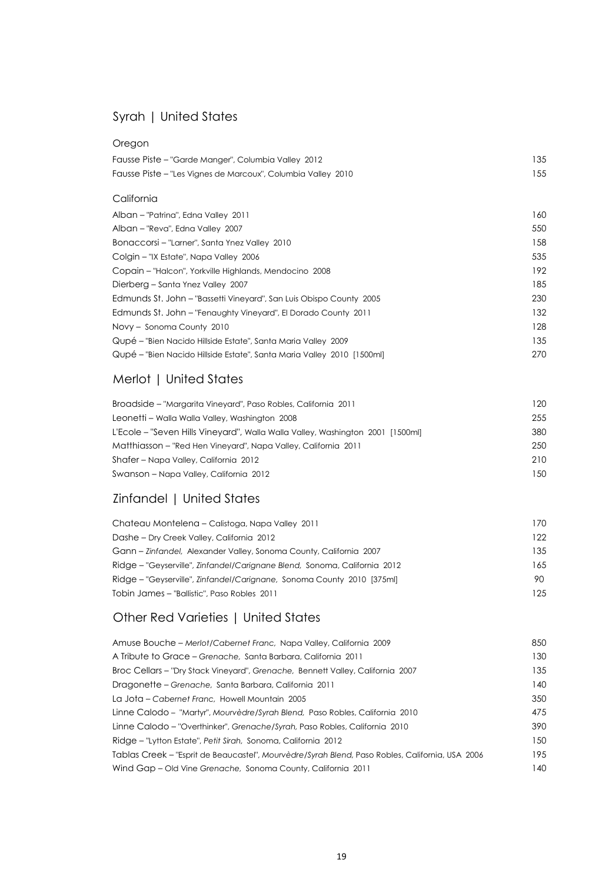## Syrah | United States

### Oregon

| | |
|---|---|
| Fausse Piste – "Garde Manger", Columbia Valley 2012 | 135 |
| Fausse Piste – "Les Vignes de Marcoux", Columbia Valley 2010 | 155 |

### California

| | |
|---|---|
| Alban – "Patrina", Edna Valley 2011 | 160 |
| Alban – "Reva", Edna Valley 2007 | 550 |
| Bonaccorsi – "Larner", Santa Ynez Valley 2010 | 158 |
| Colgin – "IX Estate", Napa Valley 2006 | 535 |
| Copain – "Halcon", Yorkville Highlands, Mendocino 2008 | 192 |
| Dierberg – Santa Ynez Valley 2007 | 185 |
| Edmunds St. John – "Bassetti Vineyard", San Luis Obispo County 2005 | 230 |
| Edmunds St. John – "Fenaughty Vineyard", El Dorado County 2011 | 132 |
| Novy – Sonoma County 2010 | 128 |
| Qupé – "Bien Nacido Hillside Estate", Santa Maria Valley 2009 | 135 |
| Qupé – "Bien Nacido Hillside Estate", Santa Maria Valley 2010 [1500ml] | 270 |

## Merlot | United States

| | |
|---|---|
| Broadside – "Margarita Vineyard", Paso Robles, California 2011 | 120 |
| Leonetti – Walla Walla Valley, Washington 2008 | 255 |
| L'Ecole – "Seven Hills Vineyard", Walla Walla Valley, Washington 2001 [1500ml] | 380 |
| Matthiasson – "Red Hen Vineyard", Napa Valley, California 2011 | 250 |
| Shafer – Napa Valley, California 2012 | 210 |
| Swanson – Napa Valley, California 2012 | 150 |

## Zinfandel | United States

| | |
|---|---|
| Chateau Montelena – Calistoga, Napa Valley 2011 | 170 |
| Dashe – Dry Creek Valley, California 2012 | 122 |
| Gann – *Zinfandel*, Alexander Valley, Sonoma County, California 2007 | 135 |
| Ridge – "Geyserville", *Zinfandel/Carignane Blend*, Sonoma, California 2012 | 165 |
| Ridge – "Geyserville", *Zinfandel/Carignane*, Sonoma County 2010 [375ml] | 90 |
| Tobin James – "Ballistic", Paso Robles 2011 | 125 |

## Other Red Varieties | United States

| | |
|---|---|
| Amuse Bouche – *Merlot/Cabernet Franc*, Napa Valley, California 2009 | 850 |
| A Tribute to Grace – *Grenache*, Santa Barbara, California 2011 | 130 |
| Broc Cellars – "Dry Stack Vineyard", *Grenache*, Bennett Valley, California 2007 | 135 |
| Dragonette – *Grenache*, Santa Barbara, California 2011 | 140 |
| La Jota – *Cabernet Franc*, Howell Mountain 2005 | 350 |
| Linne Calodo – "Martyr", *Mourvèdre/Syrah Blend*, Paso Robles, California 2010 | 475 |
| Linne Calodo – "Overthinker", *Grenache/Syrah*, Paso Robles, California 2010 | 390 |
| Ridge – "Lytton Estate", *Petit Sirah*, Sonoma, California 2012 | 150 |
| Tablas Creek – "Esprit de Beaucastel", *Mourvèdre/Syrah Blend*, Paso Robles, California, USA 2006 | 195 |
| Wind Gap – Old Vine *Grenache*, Sonoma County, California 2011 | 140 |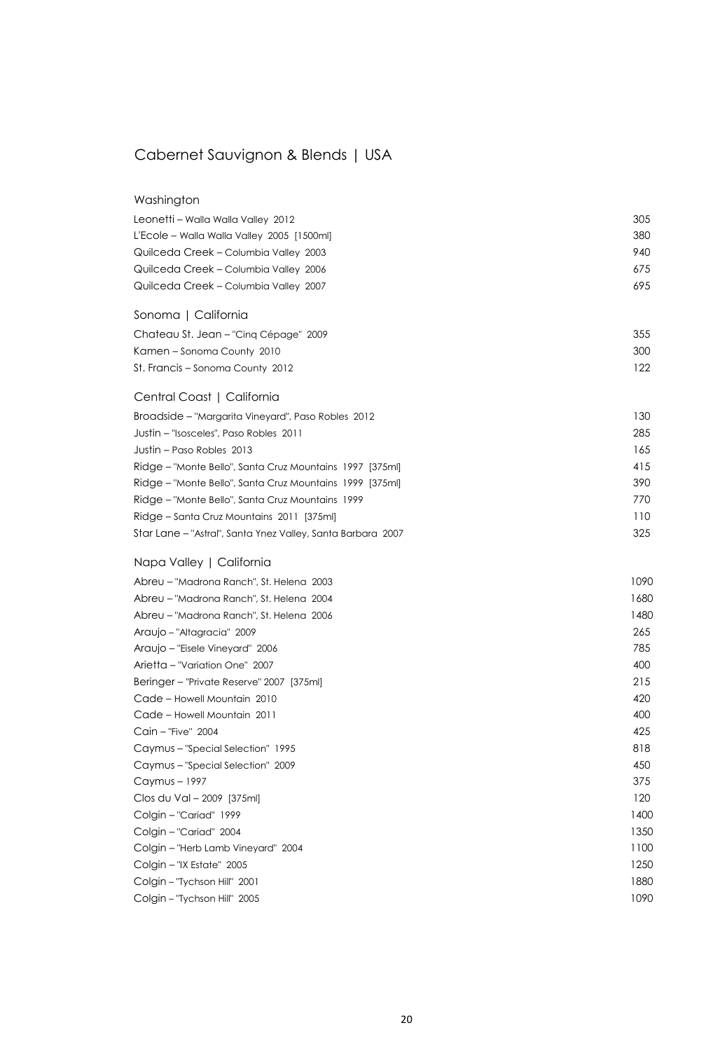# Cabernet Sauvignon & Blends | USA

## Washington

| | |
|---|---|
| Leonetti – Walla Walla Valley 2012 | 305 |
| L'Ecole – Walla Walla Valley 2005 [1500ml] | 380 |
| Quilceda Creek – Columbia Valley 2003 | 940 |
| Quilceda Creek – Columbia Valley 2006 | 675 |
| Quilceda Creek – Columbia Valley 2007 | 695 |

## Sonoma | California

| | |
|---|---|
| Chateau St. Jean – "Cinq Cépage" 2009 | 355 |
| Kamen – Sonoma County 2010 | 300 |
| St. Francis – Sonoma County 2012 | 122 |

## Central Coast | California

| | |
|---|---|
| Broadside – "Margarita Vineyard", Paso Robles 2012 | 130 |
| Justin – "Isosceles", Paso Robles 2011 | 285 |
| Justin – Paso Robles 2013 | 165 |
| Ridge – "Monte Bello", Santa Cruz Mountains 1997 [375ml] | 415 |
| Ridge – "Monte Bello", Santa Cruz Mountains 1999 [375ml] | 390 |
| Ridge – "Monte Bello", Santa Cruz Mountains 1999 | 770 |
| Ridge – Santa Cruz Mountains 2011 [375ml] | 110 |
| Star Lane – "Astral", Santa Ynez Valley, Santa Barbara 2007 | 325 |

## Napa Valley | California

| | |
|---|---|
| Abreu – "Madrona Ranch", St. Helena 2003 | 1090 |
| Abreu – "Madrona Ranch", St. Helena 2004 | 1680 |
| Abreu – "Madrona Ranch", St. Helena 2006 | 1480 |
| Araujo – "Altagracia" 2009 | 265 |
| Araujo – "Eisele Vineyard" 2006 | 785 |
| Arietta – "Variation One" 2007 | 400 |
| Beringer – "Private Reserve" 2007 [375ml] | 215 |
| Cade – Howell Mountain 2010 | 420 |
| Cade – Howell Mountain 2011 | 400 |
| Cain – "Five" 2004 | 425 |
| Caymus – "Special Selection" 1995 | 818 |
| Caymus – "Special Selection" 2009 | 450 |
| Caymus – 1997 | 375 |
| Clos du Val – 2009 [375ml] | 120 |
| Colgin – "Cariad" 1999 | 1400 |
| Colgin – "Cariad" 2004 | 1350 |
| Colgin – "Herb Lamb Vineyard" 2004 | 1100 |
| Colgin – "IX Estate" 2005 | 1250 |
| Colgin – "Tychson Hill" 2001 | 1880 |
| Colgin – "Tychson Hill" 2005 | 1090 |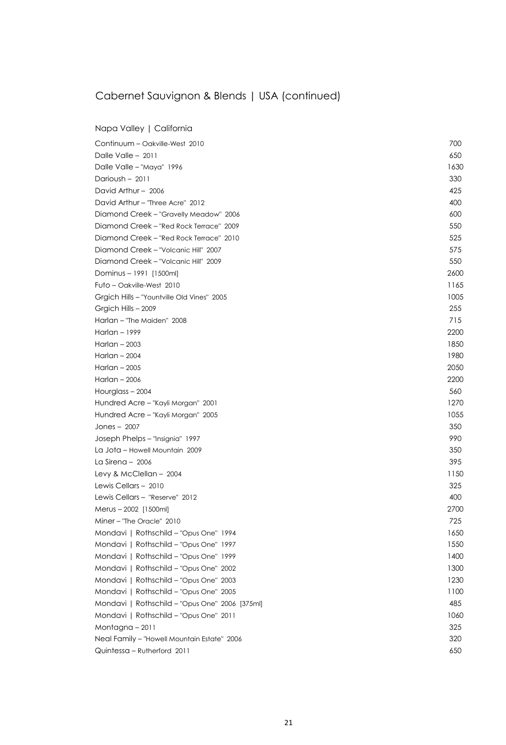# Cabernet Sauvignon & Blends | USA (continued)

## Napa Valley | California

| Wine | Price |
|---|---|
| Continuum – Oakville-West 2010 | 700 |
| Dalle Valle – 2011 | 650 |
| Dalle Valle – "Maya" 1996 | 1630 |
| Darioush – 2011 | 330 |
| David Arthur – 2006 | 425 |
| David Arthur – "Three Acre" 2012 | 400 |
| Diamond Creek – "Gravelly Meadow" 2006 | 600 |
| Diamond Creek – "Red Rock Terrace" 2009 | 550 |
| Diamond Creek – "Red Rock Terrace" 2010 | 525 |
| Diamond Creek – "Volcanic Hill" 2007 | 575 |
| Diamond Creek – "Volcanic Hill" 2009 | 550 |
| Dominus – 1991 [1500ml] | 2600 |
| Futo – Oakville-West 2010 | 1165 |
| Grgich Hills – "Yountville Old Vines" 2005 | 1005 |
| Grgich Hills – 2009 | 255 |
| Harlan – "The Maiden" 2008 | 715 |
| Harlan – 1999 | 2200 |
| Harlan – 2003 | 1850 |
| Harlan – 2004 | 1980 |
| Harlan – 2005 | 2050 |
| Harlan – 2006 | 2200 |
| Hourglass – 2004 | 560 |
| Hundred Acre – "Kayli Morgan" 2001 | 1270 |
| Hundred Acre – "Kayli Morgan" 2005 | 1055 |
| Jones – 2007 | 350 |
| Joseph Phelps – "Insignia" 1997 | 990 |
| La Jota – Howell Mountain 2009 | 350 |
| La Sirena – 2006 | 395 |
| Levy & McClellan – 2004 | 1150 |
| Lewis Cellars – 2010 | 325 |
| Lewis Cellars – "Reserve" 2012 | 400 |
| Merus – 2002 [1500ml] | 2700 |
| Miner – "The Oracle" 2010 | 725 |
| Mondavi \| Rothschild – "Opus One" 1994 | 1650 |
| Mondavi \| Rothschild – "Opus One" 1997 | 1550 |
| Mondavi \| Rothschild – "Opus One" 1999 | 1400 |
| Mondavi \| Rothschild – "Opus One" 2002 | 1300 |
| Mondavi \| Rothschild – "Opus One" 2003 | 1230 |
| Mondavi \| Rothschild – "Opus One" 2005 | 1100 |
| Mondavi \| Rothschild – "Opus One" 2006 [375ml] | 485 |
| Mondavi \| Rothschild – "Opus One" 2011 | 1060 |
| Montagna – 2011 | 325 |
| Neal Family – "Howell Mountain Estate" 2006 | 320 |
| Quintessa – Rutherford 2011 | 650 |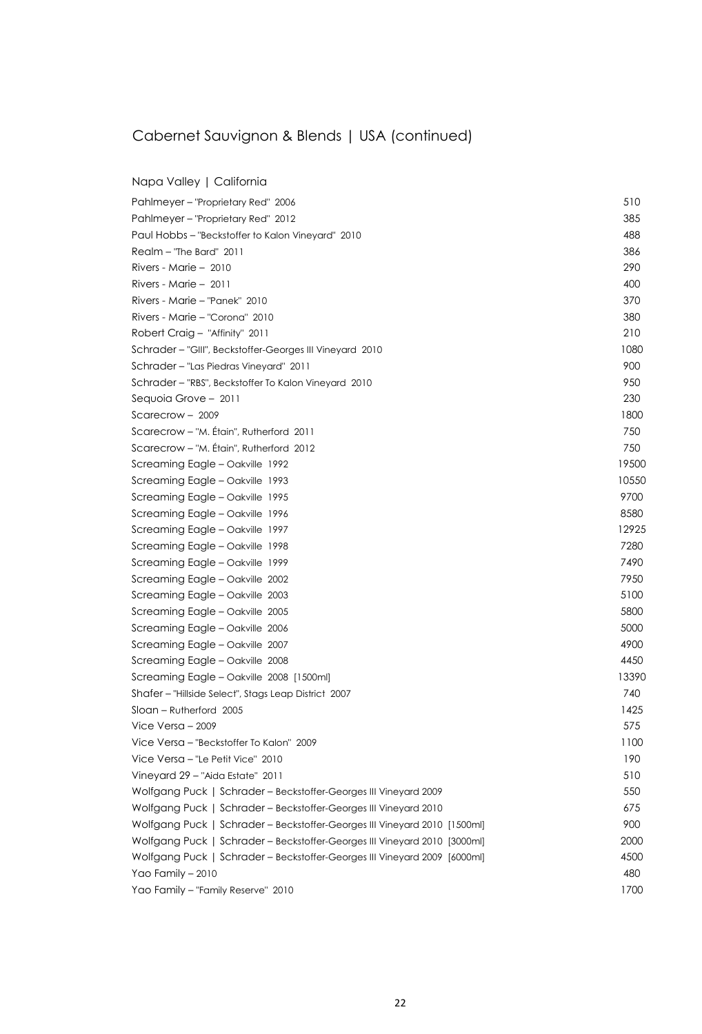# Cabernet Sauvignon & Blends | USA (continued)

## Napa Valley | California

| | |
|---|---|
| Pahlmeyer – "Proprietary Red" 2006 | 510 |
| Pahlmeyer – "Proprietary Red" 2012 | 385 |
| Paul Hobbs – "Beckstoffer to Kalon Vineyard" 2010 | 488 |
| Realm – "The Bard" 2011 | 386 |
| Rivers - Marie – 2010 | 290 |
| Rivers - Marie – 2011 | 400 |
| Rivers - Marie – "Panek" 2010 | 370 |
| Rivers - Marie – "Corona" 2010 | 380 |
| Robert Craig – "Affinity" 2011 | 210 |
| Schrader – "GIII", Beckstoffer-Georges III Vineyard 2010 | 1080 |
| Schrader – "Las Piedras Vineyard" 2011 | 900 |
| Schrader – "RBS", Beckstoffer To Kalon Vineyard 2010 | 950 |
| Sequoia Grove – 2011 | 230 |
| Scarecrow – 2009 | 1800 |
| Scarecrow – "M. Étain", Rutherford 2011 | 750 |
| Scarecrow – "M. Étain", Rutherford 2012 | 750 |
| Screaming Eagle – Oakville 1992 | 19500 |
| Screaming Eagle – Oakville 1993 | 10550 |
| Screaming Eagle – Oakville 1995 | 9700 |
| Screaming Eagle – Oakville 1996 | 8580 |
| Screaming Eagle – Oakville 1997 | 12925 |
| Screaming Eagle – Oakville 1998 | 7280 |
| Screaming Eagle – Oakville 1999 | 7490 |
| Screaming Eagle – Oakville 2002 | 7950 |
| Screaming Eagle – Oakville 2003 | 5100 |
| Screaming Eagle – Oakville 2005 | 5800 |
| Screaming Eagle – Oakville 2006 | 5000 |
| Screaming Eagle – Oakville 2007 | 4900 |
| Screaming Eagle – Oakville 2008 | 4450 |
| Screaming Eagle – Oakville 2008 [1500ml] | 13390 |
| Shafer – "Hillside Select", Stags Leap District 2007 | 740 |
| Sloan – Rutherford 2005 | 1425 |
| Vice Versa – 2009 | 575 |
| Vice Versa – "Beckstoffer To Kalon" 2009 | 1100 |
| Vice Versa – "Le Petit Vice" 2010 | 190 |
| Vineyard 29 – "Aida Estate" 2011 | 510 |
| Wolfgang Puck \| Schrader – Beckstoffer-Georges III Vineyard 2009 | 550 |
| Wolfgang Puck \| Schrader – Beckstoffer-Georges III Vineyard 2010 | 675 |
| Wolfgang Puck \| Schrader – Beckstoffer-Georges III Vineyard 2010 [1500ml] | 900 |
| Wolfgang Puck \| Schrader – Beckstoffer-Georges III Vineyard 2010 [3000ml] | 2000 |
| Wolfgang Puck \| Schrader – Beckstoffer-Georges III Vineyard 2009 [6000ml] | 4500 |
| Yao Family – 2010 | 480 |
| Yao Family – "Family Reserve" 2010 | 1700 |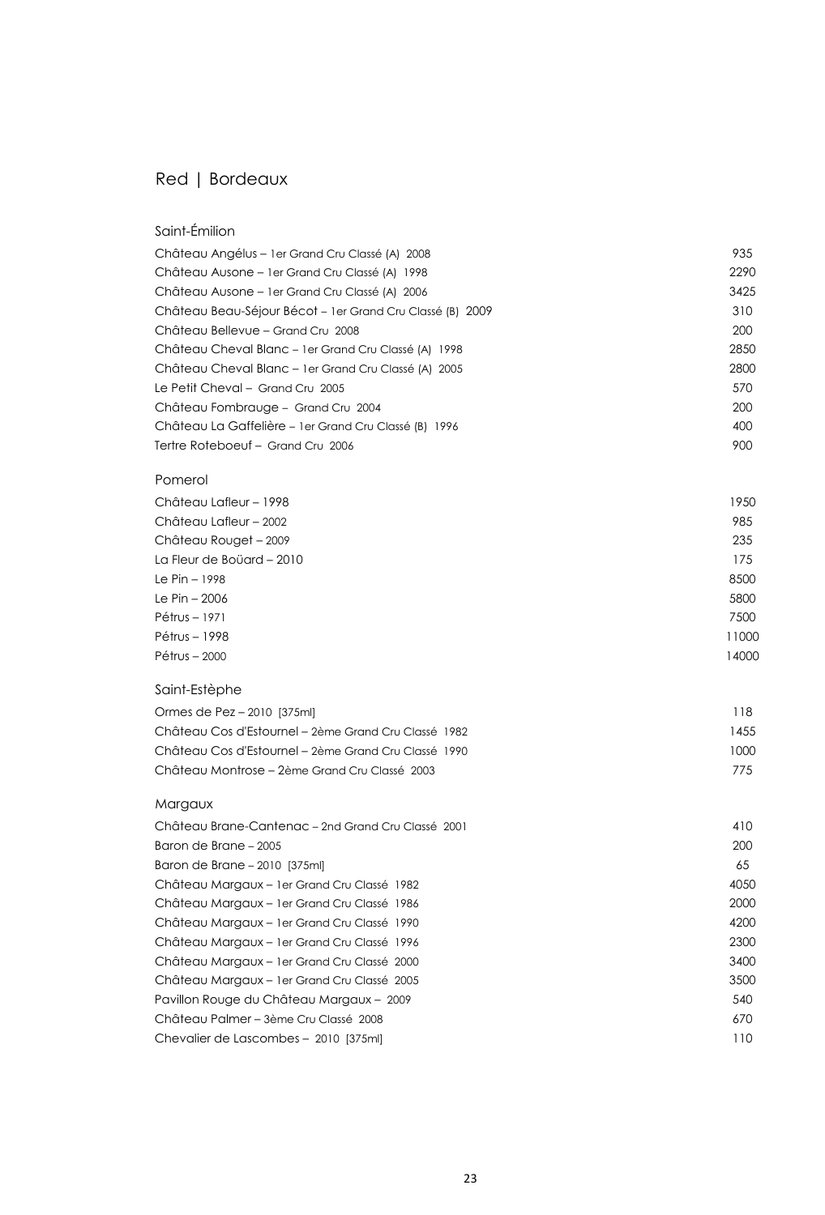# Red | Bordeaux

## Saint-Émilion

| | |
|---|---|
| Château Angélus – 1er Grand Cru Classé (A) 2008 | 935 |
| Château Ausone – 1er Grand Cru Classé (A) 1998 | 2290 |
| Château Ausone – 1er Grand Cru Classé (A) 2006 | 3425 |
| Château Beau-Séjour Bécot – 1er Grand Cru Classé (B) 2009 | 310 |
| Château Bellevue – Grand Cru 2008 | 200 |
| Château Cheval Blanc – 1er Grand Cru Classé (A) 1998 | 2850 |
| Château Cheval Blanc – 1er Grand Cru Classé (A) 2005 | 2800 |
| Le Petit Cheval – Grand Cru 2005 | 570 |
| Château Fombrauge – Grand Cru 2004 | 200 |
| Château La Gaffelière – 1er Grand Cru Classé (B) 1996 | 400 |
| Tertre Roteboeuf – Grand Cru 2006 | 900 |

## Pomerol

| | |
|---|---|
| Château Lafleur – 1998 | 1950 |
| Château Lafleur – 2002 | 985 |
| Château Rouget – 2009 | 235 |
| La Fleur de Boüard – 2010 | 175 |
| Le Pin – 1998 | 8500 |
| Le Pin – 2006 | 5800 |
| Pétrus – 1971 | 7500 |
| Pétrus – 1998 | 11000 |
| Pétrus – 2000 | 14000 |

## Saint-Estèphe

| | |
|---|---|
| Ormes de Pez – 2010 [375ml] | 118 |
| Château Cos d'Estournel – 2ème Grand Cru Classé 1982 | 1455 |
| Château Cos d'Estournel – 2ème Grand Cru Classé 1990 | 1000 |
| Château Montrose – 2ème Grand Cru Classé 2003 | 775 |

## Margaux

| | |
|---|---|
| Château Brane-Cantenac – 2nd Grand Cru Classé 2001 | 410 |
| Baron de Brane – 2005 | 200 |
| Baron de Brane – 2010 [375ml] | 65 |
| Château Margaux – 1er Grand Cru Classé 1982 | 4050 |
| Château Margaux – 1er Grand Cru Classé 1986 | 2000 |
| Château Margaux – 1er Grand Cru Classé 1990 | 4200 |
| Château Margaux – 1er Grand Cru Classé 1996 | 2300 |
| Château Margaux – 1er Grand Cru Classé 2000 | 3400 |
| Château Margaux – 1er Grand Cru Classé 2005 | 3500 |
| Pavillon Rouge du Château Margaux – 2009 | 540 |
| Château Palmer – 3ème Cru Classé 2008 | 670 |
| Chevalier de Lascombes – 2010 [375ml] | 110 |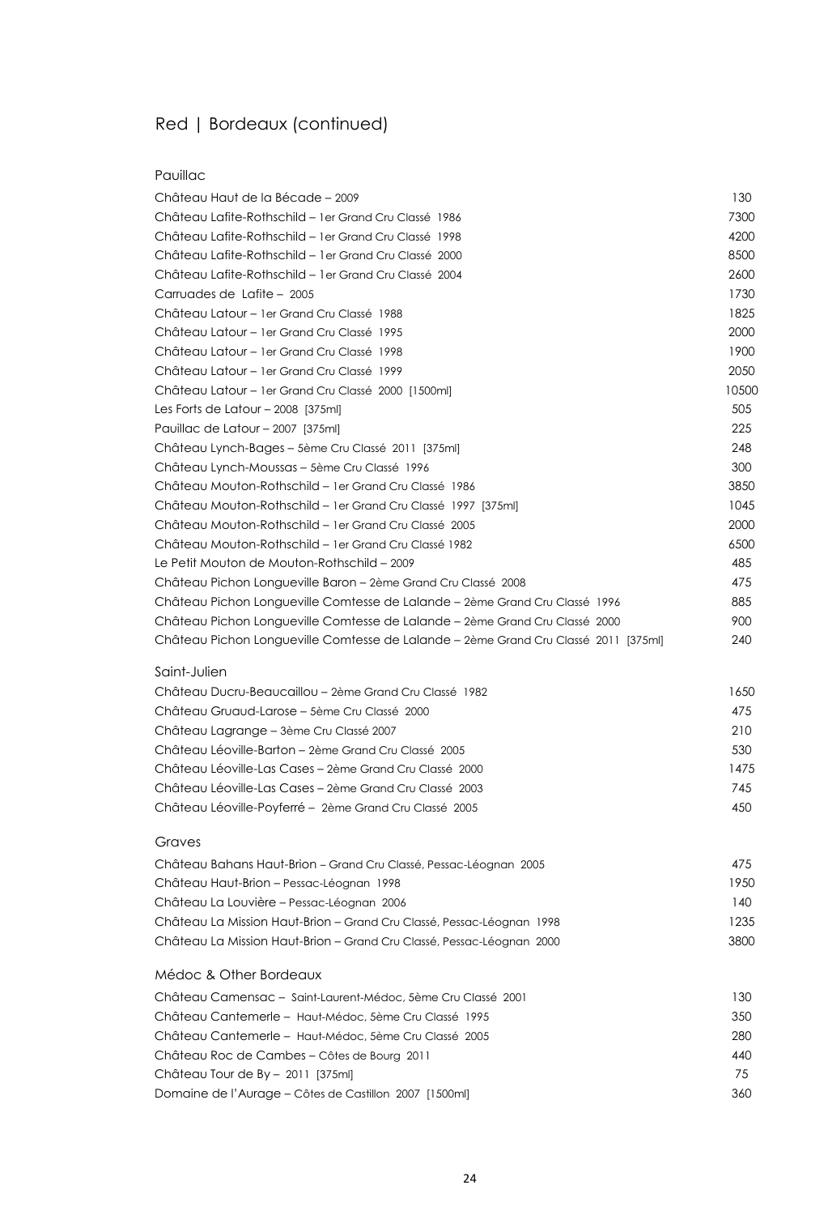# Red | Bordeaux (continued)

## Pauillac

| | |
|---|---|
| Château Haut de la Bécade – 2009 | 130 |
| Château Lafite-Rothschild – 1er Grand Cru Classé 1986 | 7300 |
| Château Lafite-Rothschild – 1er Grand Cru Classé 1998 | 4200 |
| Château Lafite-Rothschild – 1er Grand Cru Classé 2000 | 8500 |
| Château Lafite-Rothschild – 1er Grand Cru Classé 2004 | 2600 |
| Carruades de Lafite – 2005 | 1730 |
| Château Latour – 1er Grand Cru Classé 1988 | 1825 |
| Château Latour – 1er Grand Cru Classé 1995 | 2000 |
| Château Latour – 1er Grand Cru Classé 1998 | 1900 |
| Château Latour – 1er Grand Cru Classé 1999 | 2050 |
| Château Latour – 1er Grand Cru Classé 2000 [1500ml] | 10500 |
| Les Forts de Latour – 2008 [375ml] | 505 |
| Pauillac de Latour – 2007 [375ml] | 225 |
| Château Lynch-Bages – 5ème Cru Classé 2011 [375ml] | 248 |
| Château Lynch-Moussas – 5ème Cru Classé 1996 | 300 |
| Château Mouton-Rothschild – 1er Grand Cru Classé 1986 | 3850 |
| Château Mouton-Rothschild – 1er Grand Cru Classé 1997 [375ml] | 1045 |
| Château Mouton-Rothschild – 1er Grand Cru Classé 2005 | 2000 |
| Château Mouton-Rothschild – 1er Grand Cru Classé 1982 | 6500 |
| Le Petit Mouton de Mouton-Rothschild – 2009 | 485 |
| Château Pichon Longueville Baron – 2ème Grand Cru Classé 2008 | 475 |
| Château Pichon Longueville Comtesse de Lalande – 2ème Grand Cru Classé 1996 | 885 |
| Château Pichon Longueville Comtesse de Lalande – 2ème Grand Cru Classé 2000 | 900 |
| Château Pichon Longueville Comtesse de Lalande – 2ème Grand Cru Classé 2011 [375ml] | 240 |

## Saint-Julien

| | |
|---|---|
| Château Ducru-Beaucaillou – 2ème Grand Cru Classé 1982 | 1650 |
| Château Gruaud-Larose – 5ème Cru Classé 2000 | 475 |
| Château Lagrange – 3ème Cru Classé 2007 | 210 |
| Château Léoville-Barton – 2ème Grand Cru Classé 2005 | 530 |
| Château Léoville-Las Cases – 2ème Grand Cru Classé 2000 | 1475 |
| Château Léoville-Las Cases – 2ème Grand Cru Classé 2003 | 745 |
| Château Léoville-Poyferré – 2ème Grand Cru Classé 2005 | 450 |

## Graves

| | |
|---|---|
| Château Bahans Haut-Brion – Grand Cru Classé, Pessac-Léognan 2005 | 475 |
| Château Haut-Brion – Pessac-Léognan 1998 | 1950 |
| Château La Louvière – Pessac-Léognan 2006 | 140 |
| Château La Mission Haut-Brion – Grand Cru Classé, Pessac-Léognan 1998 | 1235 |
| Château La Mission Haut-Brion – Grand Cru Classé, Pessac-Léognan 2000 | 3800 |

## Médoc & Other Bordeaux

| | |
|---|---|
| Château Camensac – Saint-Laurent-Médoc, 5ème Cru Classé 2001 | 130 |
| Château Cantemerle – Haut-Médoc, 5ème Cru Classé 1995 | 350 |
| Château Cantemerle – Haut-Médoc, 5ème Cru Classé 2005 | 280 |
| Château Roc de Cambes – Côtes de Bourg 2011 | 440 |
| Château Tour de By – 2011 [375ml] | 75 |
| Domaine de l'Aurage – Côtes de Castillon 2007 [1500ml] | 360 |